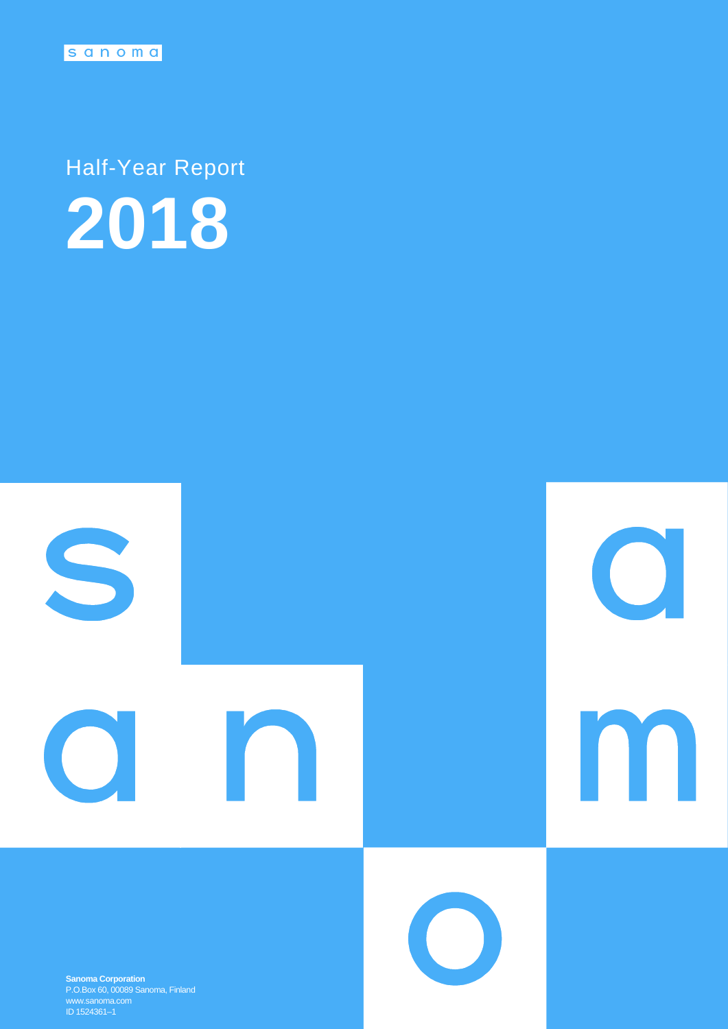sanoma

# Half-Year Report 2018

**Sanoma Corporation**
P.O.Box 60, 00089 Sanoma, Finland
www.sanoma.com
ID 1524361–1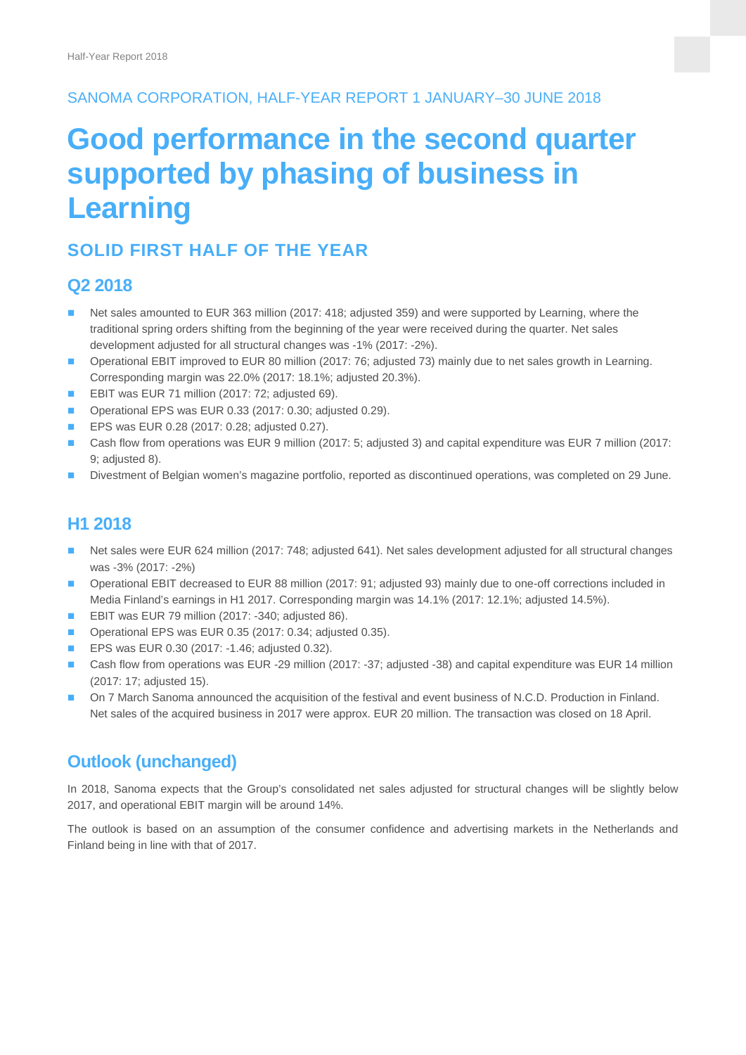SANOMA CORPORATION, HALF-YEAR REPORT 1 JANUARY–30 JUNE 2018

# Good performance in the second quarter supported by phasing of business in Learning

## SOLID FIRST HALF OF THE YEAR

## Q2 2018

- Net sales amounted to EUR 363 million (2017: 418; adjusted 359) and were supported by Learning, where the traditional spring orders shifting from the beginning of the year were received during the quarter. Net sales development adjusted for all structural changes was -1% (2017: -2%).
- Operational EBIT improved to EUR 80 million (2017: 76; adjusted 73) mainly due to net sales growth in Learning. Corresponding margin was 22.0% (2017: 18.1%; adjusted 20.3%).
- EBIT was EUR 71 million (2017: 72; adjusted 69).
- Operational EPS was EUR 0.33 (2017: 0.30; adjusted 0.29).
- EPS was EUR 0.28 (2017: 0.28; adjusted 0.27).
- Cash flow from operations was EUR 9 million (2017: 5; adjusted 3) and capital expenditure was EUR 7 million (2017: 9; adjusted 8).
- Divestment of Belgian women's magazine portfolio, reported as discontinued operations, was completed on 29 June.

## H1 2018

- Net sales were EUR 624 million (2017: 748; adjusted 641). Net sales development adjusted for all structural changes was -3% (2017: -2%)
- Operational EBIT decreased to EUR 88 million (2017: 91; adjusted 93) mainly due to one-off corrections included in Media Finland's earnings in H1 2017. Corresponding margin was 14.1% (2017: 12.1%; adjusted 14.5%).
- EBIT was EUR 79 million (2017: -340; adjusted 86).
- Operational EPS was EUR 0.35 (2017: 0.34; adjusted 0.35).
- EPS was EUR 0.30 (2017: -1.46; adjusted 0.32).
- Cash flow from operations was EUR -29 million (2017: -37; adjusted -38) and capital expenditure was EUR 14 million (2017: 17; adjusted 15).
- On 7 March Sanoma announced the acquisition of the festival and event business of N.C.D. Production in Finland. Net sales of the acquired business in 2017 were approx. EUR 20 million. The transaction was closed on 18 April.

## Outlook (unchanged)

In 2018, Sanoma expects that the Group's consolidated net sales adjusted for structural changes will be slightly below 2017, and operational EBIT margin will be around 14%.

The outlook is based on an assumption of the consumer confidence and advertising markets in the Netherlands and Finland being in line with that of 2017.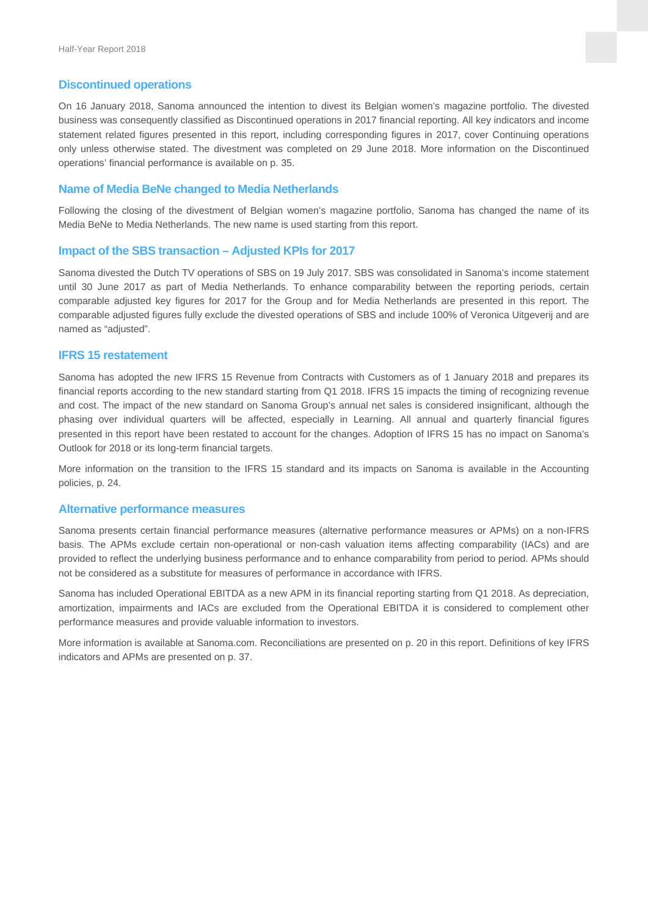## Discontinued operations

On 16 January 2018, Sanoma announced the intention to divest its Belgian women's magazine portfolio. The divested business was consequently classified as Discontinued operations in 2017 financial reporting. All key indicators and income statement related figures presented in this report, including corresponding figures in 2017, cover Continuing operations only unless otherwise stated. The divestment was completed on 29 June 2018. More information on the Discontinued operations' financial performance is available on p. 35.

## Name of Media BeNe changed to Media Netherlands

Following the closing of the divestment of Belgian women's magazine portfolio, Sanoma has changed the name of its Media BeNe to Media Netherlands. The new name is used starting from this report.

## Impact of the SBS transaction – Adjusted KPIs for 2017

Sanoma divested the Dutch TV operations of SBS on 19 July 2017. SBS was consolidated in Sanoma's income statement until 30 June 2017 as part of Media Netherlands. To enhance comparability between the reporting periods, certain comparable adjusted key figures for 2017 for the Group and for Media Netherlands are presented in this report. The comparable adjusted figures fully exclude the divested operations of SBS and include 100% of Veronica Uitgeverij and are named as "adjusted".

## IFRS 15 restatement

Sanoma has adopted the new IFRS 15 Revenue from Contracts with Customers as of 1 January 2018 and prepares its financial reports according to the new standard starting from Q1 2018. IFRS 15 impacts the timing of recognizing revenue and cost. The impact of the new standard on Sanoma Group's annual net sales is considered insignificant, although the phasing over individual quarters will be affected, especially in Learning. All annual and quarterly financial figures presented in this report have been restated to account for the changes. Adoption of IFRS 15 has no impact on Sanoma's Outlook for 2018 or its long-term financial targets.

More information on the transition to the IFRS 15 standard and its impacts on Sanoma is available in the Accounting policies, p. 24.

## Alternative performance measures

Sanoma presents certain financial performance measures (alternative performance measures or APMs) on a non-IFRS basis. The APMs exclude certain non-operational or non-cash valuation items affecting comparability (IACs) and are provided to reflect the underlying business performance and to enhance comparability from period to period. APMs should not be considered as a substitute for measures of performance in accordance with IFRS.

Sanoma has included Operational EBITDA as a new APM in its financial reporting starting from Q1 2018. As depreciation, amortization, impairments and IACs are excluded from the Operational EBITDA it is considered to complement other performance measures and provide valuable information to investors.

More information is available at Sanoma.com. Reconciliations are presented on p. 20 in this report. Definitions of key IFRS indicators and APMs are presented on p. 37.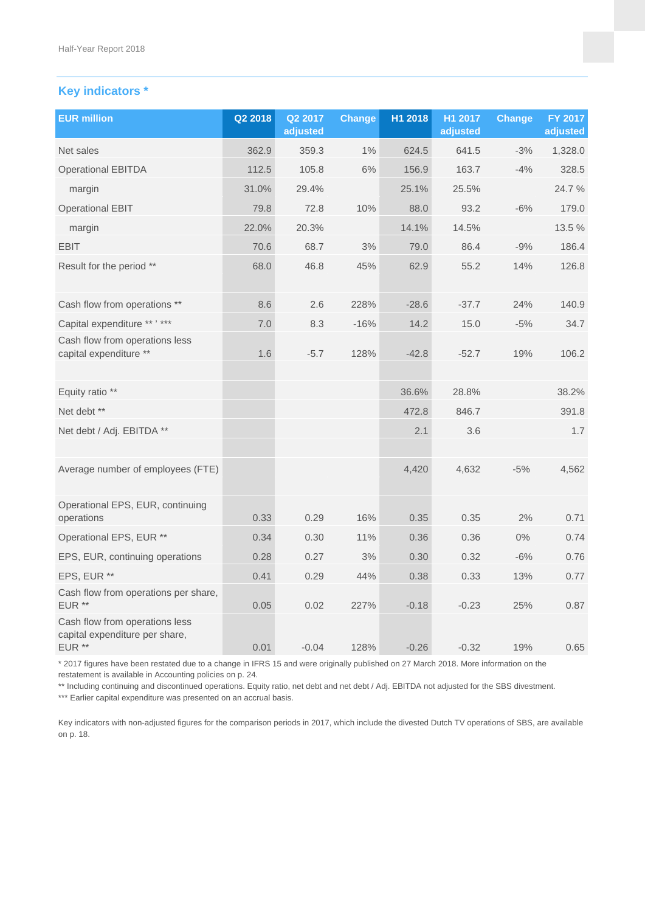## Key indicators *

| EUR million | Q2 2018 | Q2 2017 adjusted | Change | H1 2018 | H1 2017 adjusted | Change | FY 2017 adjusted |
|---|---|---|---|---|---|---|---|
| Net sales | 362.9 | 359.3 | 1% | 624.5 | 641.5 | -3% | 1,328.0 |
| Operational EBITDA | 112.5 | 105.8 | 6% | 156.9 | 163.7 | -4% | 328.5 |
| margin | 31.0% | 29.4% | | 25.1% | 25.5% | | 24.7 % |
| Operational EBIT | 79.8 | 72.8 | 10% | 88.0 | 93.2 | -6% | 179.0 |
| margin | 22.0% | 20.3% | | 14.1% | 14.5% | | 13.5 % |
| EBIT | 70.6 | 68.7 | 3% | 79.0 | 86.4 | -9% | 186.4 |
| Result for the period ** | 68.0 | 46.8 | 45% | 62.9 | 55.2 | 14% | 126.8 |
| | | | | | | | |
| Cash flow from operations ** | 8.6 | 2.6 | 228% | -28.6 | -37.7 | 24% | 140.9 |
| Capital expenditure ** ' *** | 7.0 | 8.3 | -16% | 14.2 | 15.0 | -5% | 34.7 |
| Cash flow from operations less capital expenditure ** | 1.6 | -5.7 | 128% | -42.8 | -52.7 | 19% | 106.2 |
| | | | | | | | |
| Equity ratio ** | | | | 36.6% | 28.8% | | 38.2% |
| Net debt ** | | | | 472.8 | 846.7 | | 391.8 |
| Net debt / Adj. EBITDA ** | | | | 2.1 | 3.6 | | 1.7 |
| | | | | | | | |
| Average number of employees (FTE) | | | | 4,420 | 4,632 | -5% | 4,562 |
| | | | | | | | |
| Operational EPS, EUR, continuing operations | 0.33 | 0.29 | 16% | 0.35 | 0.35 | 2% | 0.71 |
| Operational EPS, EUR ** | 0.34 | 0.30 | 11% | 0.36 | 0.36 | 0% | 0.74 |
| EPS, EUR, continuing operations | 0.28 | 0.27 | 3% | 0.30 | 0.32 | -6% | 0.76 |
| EPS, EUR ** | 0.41 | 0.29 | 44% | 0.38 | 0.33 | 13% | 0.77 |
| Cash flow from operations per share, EUR ** | 0.05 | 0.02 | 227% | -0.18 | -0.23 | 25% | 0.87 |
| Cash flow from operations less capital expenditure per share, EUR ** | 0.01 | -0.04 | 128% | -0.26 | -0.32 | 19% | 0.65 |

* 2017 figures have been restated due to a change in IFRS 15 and were originally published on 27 March 2018. More information on the restatement is available in Accounting policies on p. 24.

** Including continuing and discontinued operations. Equity ratio, net debt and net debt / Adj. EBITDA not adjusted for the SBS divestment.

*** Earlier capital expenditure was presented on an accrual basis.

Key indicators with non-adjusted figures for the comparison periods in 2017, which include the divested Dutch TV operations of SBS, are available on p. 18.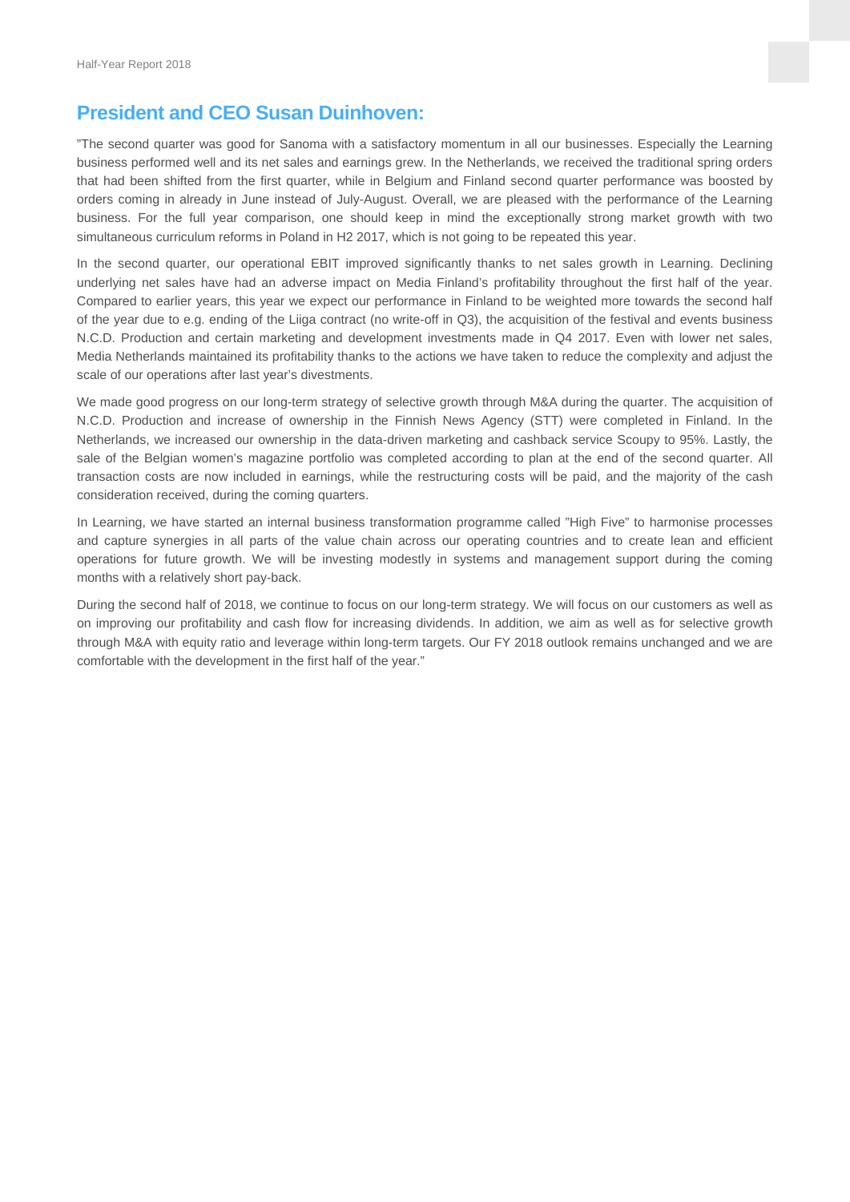## President and CEO Susan Duinhoven:

”The second quarter was good for Sanoma with a satisfactory momentum in all our businesses. Especially the Learning business performed well and its net sales and earnings grew. In the Netherlands, we received the traditional spring orders that had been shifted from the first quarter, while in Belgium and Finland second quarter performance was boosted by orders coming in already in June instead of July-August. Overall, we are pleased with the performance of the Learning business. For the full year comparison, one should keep in mind the exceptionally strong market growth with two simultaneous curriculum reforms in Poland in H2 2017, which is not going to be repeated this year.

In the second quarter, our operational EBIT improved significantly thanks to net sales growth in Learning. Declining underlying net sales have had an adverse impact on Media Finland’s profitability throughout the first half of the year. Compared to earlier years, this year we expect our performance in Finland to be weighted more towards the second half of the year due to e.g. ending of the Liiga contract (no write-off in Q3), the acquisition of the festival and events business N.C.D. Production and certain marketing and development investments made in Q4 2017. Even with lower net sales, Media Netherlands maintained its profitability thanks to the actions we have taken to reduce the complexity and adjust the scale of our operations after last year’s divestments.

We made good progress on our long-term strategy of selective growth through M&A during the quarter. The acquisition of N.C.D. Production and increase of ownership in the Finnish News Agency (STT) were completed in Finland. In the Netherlands, we increased our ownership in the data-driven marketing and cashback service Scoupy to 95%. Lastly, the sale of the Belgian women’s magazine portfolio was completed according to plan at the end of the second quarter. All transaction costs are now included in earnings, while the restructuring costs will be paid, and the majority of the cash consideration received, during the coming quarters.

In Learning, we have started an internal business transformation programme called ”High Five” to harmonise processes and capture synergies in all parts of the value chain across our operating countries and to create lean and efficient operations for future growth. We will be investing modestly in systems and management support during the coming months with a relatively short pay-back.

During the second half of 2018, we continue to focus on our long-term strategy. We will focus on our customers as well as on improving our profitability and cash flow for increasing dividends. In addition, we aim as well as for selective growth through M&A with equity ratio and leverage within long-term targets. Our FY 2018 outlook remains unchanged and we are comfortable with the development in the first half of the year.”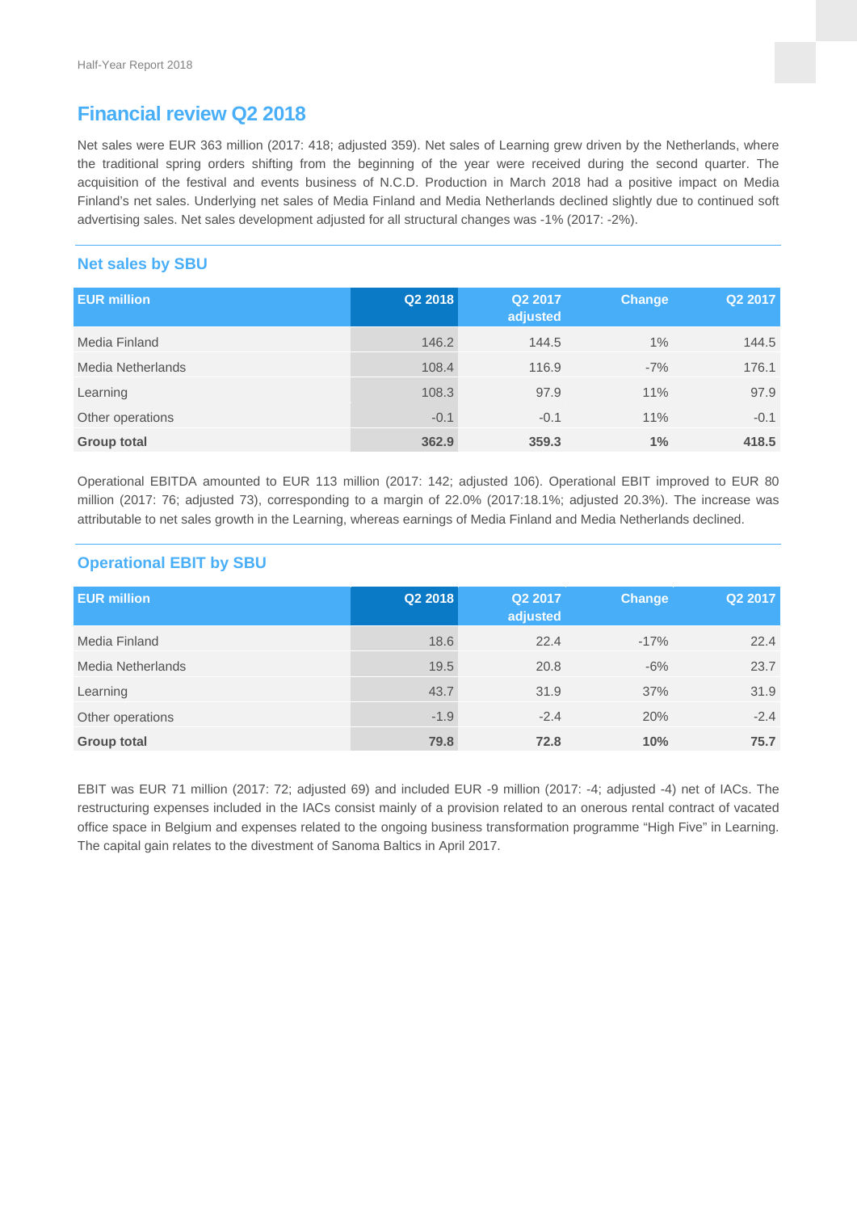## Financial review Q2 2018

Net sales were EUR 363 million (2017: 418; adjusted 359). Net sales of Learning grew driven by the Netherlands, where the traditional spring orders shifting from the beginning of the year were received during the second quarter. The acquisition of the festival and events business of N.C.D. Production in March 2018 had a positive impact on Media Finland's net sales. Underlying net sales of Media Finland and Media Netherlands declined slightly due to continued soft advertising sales. Net sales development adjusted for all structural changes was -1% (2017: -2%).

### Net sales by SBU

| EUR million | Q2 2018 | Q2 2017 adjusted | Change | Q2 2017 |
|---|---|---|---|---|
| Media Finland | 146.2 | 144.5 | 1% | 144.5 |
| Media Netherlands | 108.4 | 116.9 | -7% | 176.1 |
| Learning | 108.3 | 97.9 | 11% | 97.9 |
| Other operations | -0.1 | -0.1 | 11% | -0.1 |
| **Group total** | **362.9** | **359.3** | **1%** | **418.5** |

Operational EBITDA amounted to EUR 113 million (2017: 142; adjusted 106). Operational EBIT improved to EUR 80 million (2017: 76; adjusted 73), corresponding to a margin of 22.0% (2017:18.1%; adjusted 20.3%). The increase was attributable to net sales growth in the Learning, whereas earnings of Media Finland and Media Netherlands declined.

### Operational EBIT by SBU

| EUR million | Q2 2018 | Q2 2017 adjusted | Change | Q2 2017 |
|---|---|---|---|---|
| Media Finland | 18.6 | 22.4 | -17% | 22.4 |
| Media Netherlands | 19.5 | 20.8 | -6% | 23.7 |
| Learning | 43.7 | 31.9 | 37% | 31.9 |
| Other operations | -1.9 | -2.4 | 20% | -2.4 |
| **Group total** | **79.8** | **72.8** | **10%** | **75.7** |

EBIT was EUR 71 million (2017: 72; adjusted 69) and included EUR -9 million (2017: -4; adjusted -4) net of IACs. The restructuring expenses included in the IACs consist mainly of a provision related to an onerous rental contract of vacated office space in Belgium and expenses related to the ongoing business transformation programme "High Five" in Learning. The capital gain relates to the divestment of Sanoma Baltics in April 2017.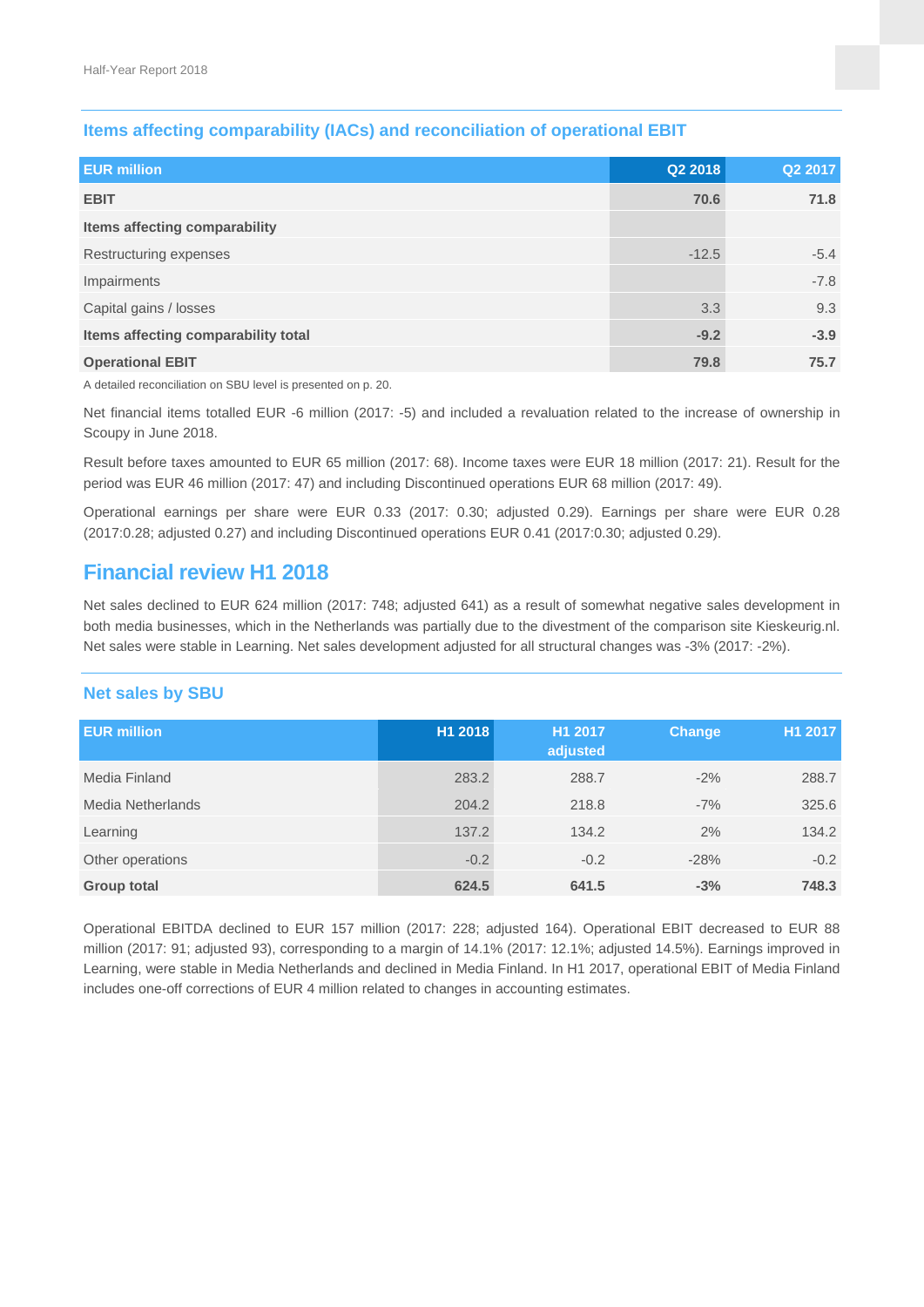## Items affecting comparability (IACs) and reconciliation of operational EBIT

| EUR million | Q2 2018 | Q2 2017 |
|---|---|---|
| **EBIT** | **70.6** | **71.8** |
| **Items affecting comparability** | | |
| Restructuring expenses | -12.5 | -5.4 |
| Impairments | | -7.8 |
| Capital gains / losses | 3.3 | 9.3 |
| **Items affecting comparability total** | **-9.2** | **-3.9** |
| **Operational EBIT** | **79.8** | **75.7** |

A detailed reconciliation on SBU level is presented on p. 20.

Net financial items totalled EUR -6 million (2017: -5) and included a revaluation related to the increase of ownership in Scoupy in June 2018.

Result before taxes amounted to EUR 65 million (2017: 68). Income taxes were EUR 18 million (2017: 21). Result for the period was EUR 46 million (2017: 47) and including Discontinued operations EUR 68 million (2017: 49).

Operational earnings per share were EUR 0.33 (2017: 0.30; adjusted 0.29). Earnings per share were EUR 0.28 (2017:0.28; adjusted 0.27) and including Discontinued operations EUR 0.41 (2017:0.30; adjusted 0.29).

# Financial review H1 2018

Net sales declined to EUR 624 million (2017: 748; adjusted 641) as a result of somewhat negative sales development in both media businesses, which in the Netherlands was partially due to the divestment of the comparison site Kieskeurig.nl. Net sales were stable in Learning. Net sales development adjusted for all structural changes was -3% (2017: -2%).

## Net sales by SBU

| EUR million | H1 2018 | H1 2017 adjusted | Change | H1 2017 |
|---|---|---|---|---|
| Media Finland | 283.2 | 288.7 | -2% | 288.7 |
| Media Netherlands | 204.2 | 218.8 | -7% | 325.6 |
| Learning | 137.2 | 134.2 | 2% | 134.2 |
| Other operations | -0.2 | -0.2 | -28% | -0.2 |
| **Group total** | **624.5** | **641.5** | **-3%** | **748.3** |

Operational EBITDA declined to EUR 157 million (2017: 228; adjusted 164). Operational EBIT decreased to EUR 88 million (2017: 91; adjusted 93), corresponding to a margin of 14.1% (2017: 12.1%; adjusted 14.5%). Earnings improved in Learning, were stable in Media Netherlands and declined in Media Finland. In H1 2017, operational EBIT of Media Finland includes one-off corrections of EUR 4 million related to changes in accounting estimates.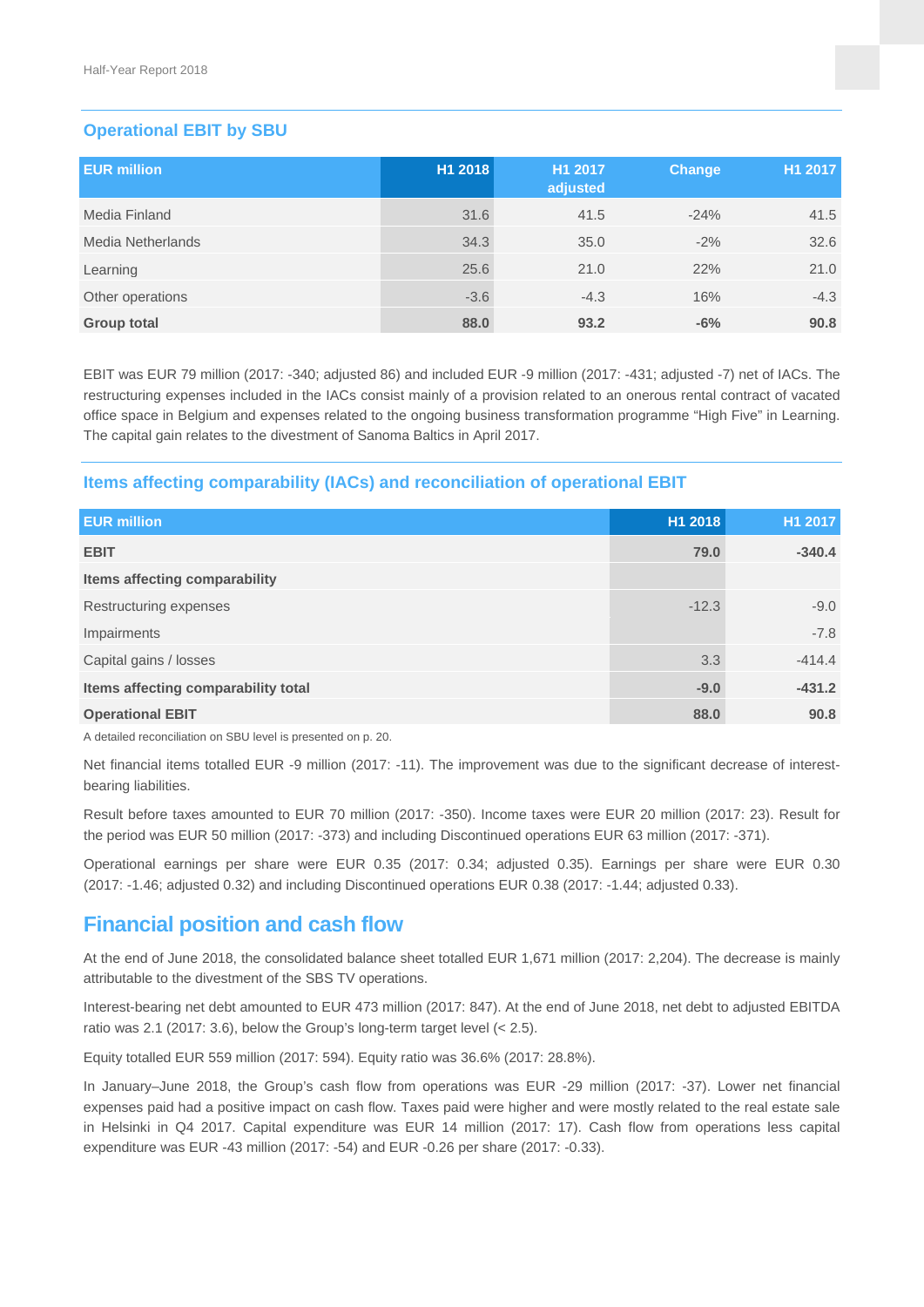## Operational EBIT by SBU

| EUR million | H1 2018 | H1 2017 adjusted | Change | H1 2017 |
|---|---|---|---|---|
| Media Finland | 31.6 | 41.5 | -24% | 41.5 |
| Media Netherlands | 34.3 | 35.0 | -2% | 32.6 |
| Learning | 25.6 | 21.0 | 22% | 21.0 |
| Other operations | -3.6 | -4.3 | 16% | -4.3 |
| **Group total** | **88.0** | **93.2** | **-6%** | **90.8** |

EBIT was EUR 79 million (2017: -340; adjusted 86) and included EUR -9 million (2017: -431; adjusted -7) net of IACs. The restructuring expenses included in the IACs consist mainly of a provision related to an onerous rental contract of vacated office space in Belgium and expenses related to the ongoing business transformation programme "High Five" in Learning. The capital gain relates to the divestment of Sanoma Baltics in April 2017.

## Items affecting comparability (IACs) and reconciliation of operational EBIT

| EUR million | H1 2018 | H1 2017 |
|---|---|---|
| **EBIT** | **79.0** | **-340.4** |
| **Items affecting comparability** | | |
| Restructuring expenses | -12.3 | -9.0 |
| Impairments | | -7.8 |
| Capital gains / losses | 3.3 | -414.4 |
| **Items affecting comparability total** | **-9.0** | **-431.2** |
| **Operational EBIT** | **88.0** | **90.8** |

A detailed reconciliation on SBU level is presented on p. 20.

Net financial items totalled EUR -9 million (2017: -11). The improvement was due to the significant decrease of interest-bearing liabilities.

Result before taxes amounted to EUR 70 million (2017: -350). Income taxes were EUR 20 million (2017: 23). Result for the period was EUR 50 million (2017: -373) and including Discontinued operations EUR 63 million (2017: -371).

Operational earnings per share were EUR 0.35 (2017: 0.34; adjusted 0.35). Earnings per share were EUR 0.30 (2017: -1.46; adjusted 0.32) and including Discontinued operations EUR 0.38 (2017: -1.44; adjusted 0.33).

# Financial position and cash flow

At the end of June 2018, the consolidated balance sheet totalled EUR 1,671 million (2017: 2,204). The decrease is mainly attributable to the divestment of the SBS TV operations.

Interest-bearing net debt amounted to EUR 473 million (2017: 847). At the end of June 2018, net debt to adjusted EBITDA ratio was 2.1 (2017: 3.6), below the Group's long-term target level (< 2.5).

Equity totalled EUR 559 million (2017: 594). Equity ratio was 36.6% (2017: 28.8%).

In January–June 2018, the Group's cash flow from operations was EUR -29 million (2017: -37). Lower net financial expenses paid had a positive impact on cash flow. Taxes paid were higher and were mostly related to the real estate sale in Helsinki in Q4 2017. Capital expenditure was EUR 14 million (2017: 17). Cash flow from operations less capital expenditure was EUR -43 million (2017: -54) and EUR -0.26 per share (2017: -0.33).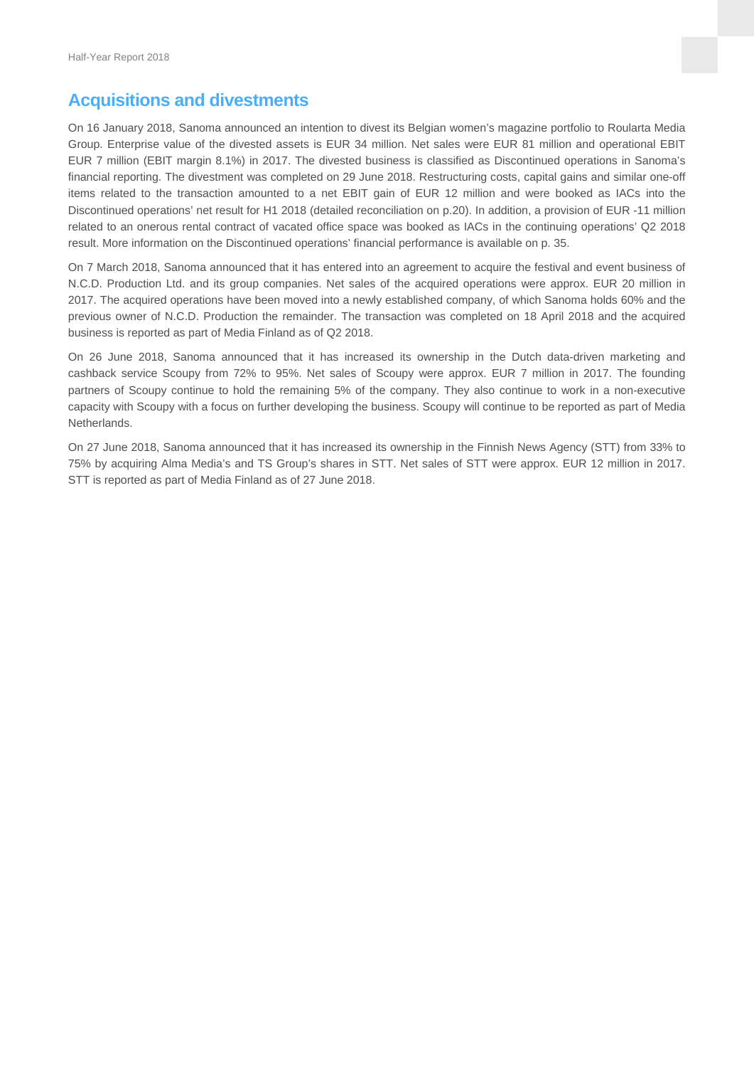## Acquisitions and divestments

On 16 January 2018, Sanoma announced an intention to divest its Belgian women's magazine portfolio to Roularta Media Group. Enterprise value of the divested assets is EUR 34 million. Net sales were EUR 81 million and operational EBIT EUR 7 million (EBIT margin 8.1%) in 2017. The divested business is classified as Discontinued operations in Sanoma's financial reporting. The divestment was completed on 29 June 2018. Restructuring costs, capital gains and similar one-off items related to the transaction amounted to a net EBIT gain of EUR 12 million and were booked as IACs into the Discontinued operations' net result for H1 2018 (detailed reconciliation on p.20). In addition, a provision of EUR -11 million related to an onerous rental contract of vacated office space was booked as IACs in the continuing operations' Q2 2018 result. More information on the Discontinued operations' financial performance is available on p. 35.

On 7 March 2018, Sanoma announced that it has entered into an agreement to acquire the festival and event business of N.C.D. Production Ltd. and its group companies. Net sales of the acquired operations were approx. EUR 20 million in 2017. The acquired operations have been moved into a newly established company, of which Sanoma holds 60% and the previous owner of N.C.D. Production the remainder. The transaction was completed on 18 April 2018 and the acquired business is reported as part of Media Finland as of Q2 2018.

On 26 June 2018, Sanoma announced that it has increased its ownership in the Dutch data-driven marketing and cashback service Scoupy from 72% to 95%. Net sales of Scoupy were approx. EUR 7 million in 2017. The founding partners of Scoupy continue to hold the remaining 5% of the company. They also continue to work in a non-executive capacity with Scoupy with a focus on further developing the business. Scoupy will continue to be reported as part of Media Netherlands.

On 27 June 2018, Sanoma announced that it has increased its ownership in the Finnish News Agency (STT) from 33% to 75% by acquiring Alma Media's and TS Group's shares in STT. Net sales of STT were approx. EUR 12 million in 2017. STT is reported as part of Media Finland as of 27 June 2018.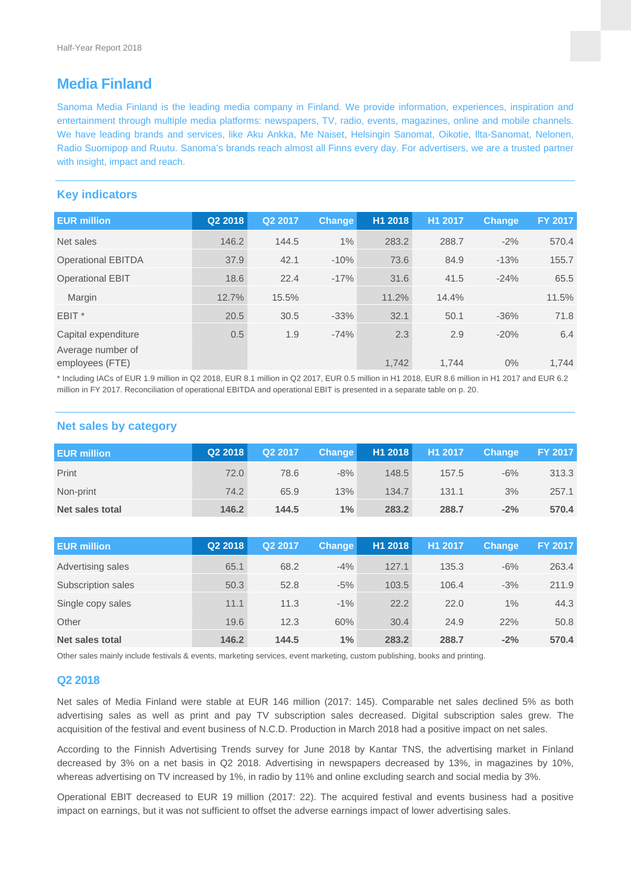# Media Finland

Sanoma Media Finland is the leading media company in Finland. We provide information, experiences, inspiration and entertainment through multiple media platforms: newspapers, TV, radio, events, magazines, online and mobile channels. We have leading brands and services, like Aku Ankka, Me Naiset, Helsingin Sanomat, Oikotie, Ilta-Sanomat, Nelonen, Radio Suomipop and Ruutu. Sanoma's brands reach almost all Finns every day. For advertisers, we are a trusted partner with insight, impact and reach.

## Key indicators

| EUR million | Q2 2018 | Q2 2017 | Change | H1 2018 | H1 2017 | Change | FY 2017 |
|---|---|---|---|---|---|---|---|
| Net sales | 146.2 | 144.5 | 1% | 283.2 | 288.7 | -2% | 570.4 |
| Operational EBITDA | 37.9 | 42.1 | -10% | 73.6 | 84.9 | -13% | 155.7 |
| Operational EBIT | 18.6 | 22.4 | -17% | 31.6 | 41.5 | -24% | 65.5 |
| Margin | 12.7% | 15.5% | | 11.2% | 14.4% | | 11.5% |
| EBIT * | 20.5 | 30.5 | -33% | 32.1 | 50.1 | -36% | 71.8 |
| Capital expenditure | 0.5 | 1.9 | -74% | 2.3 | 2.9 | -20% | 6.4 |
| Average number of employees (FTE) | | | | 1,742 | 1,744 | 0% | 1,744 |

* Including IACs of EUR 1.9 million in Q2 2018, EUR 8.1 million in Q2 2017, EUR 0.5 million in H1 2018, EUR 8.6 million in H1 2017 and EUR 6.2 million in FY 2017. Reconciliation of operational EBITDA and operational EBIT is presented in a separate table on p. 20.

## Net sales by category

| EUR million | Q2 2018 | Q2 2017 | Change | H1 2018 | H1 2017 | Change | FY 2017 |
|---|---|---|---|---|---|---|---|
| Print | 72.0 | 78.6 | -8% | 148.5 | 157.5 | -6% | 313.3 |
| Non-print | 74.2 | 65.9 | 13% | 134.7 | 131.1 | 3% | 257.1 |
| **Net sales total** | **146.2** | **144.5** | **1%** | **283.2** | **288.7** | **-2%** | **570.4** |

| EUR million | Q2 2018 | Q2 2017 | Change | H1 2018 | H1 2017 | Change | FY 2017 |
|---|---|---|---|---|---|---|---|
| Advertising sales | 65.1 | 68.2 | -4% | 127.1 | 135.3 | -6% | 263.4 |
| Subscription sales | 50.3 | 52.8 | -5% | 103.5 | 106.4 | -3% | 211.9 |
| Single copy sales | 11.1 | 11.3 | -1% | 22.2 | 22.0 | 1% | 44.3 |
| Other | 19.6 | 12.3 | 60% | 30.4 | 24.9 | 22% | 50.8 |
| **Net sales total** | **146.2** | **144.5** | **1%** | **283.2** | **288.7** | **-2%** | **570.4** |

Other sales mainly include festivals & events, marketing services, event marketing, custom publishing, books and printing.

### Q2 2018

Net sales of Media Finland were stable at EUR 146 million (2017: 145). Comparable net sales declined 5% as both advertising sales as well as print and pay TV subscription sales decreased. Digital subscription sales grew. The acquisition of the festival and event business of N.C.D. Production in March 2018 had a positive impact on net sales.

According to the Finnish Advertising Trends survey for June 2018 by Kantar TNS, the advertising market in Finland decreased by 3% on a net basis in Q2 2018. Advertising in newspapers decreased by 13%, in magazines by 10%, whereas advertising on TV increased by 1%, in radio by 11% and online excluding search and social media by 3%.

Operational EBIT decreased to EUR 19 million (2017: 22). The acquired festival and events business had a positive impact on earnings, but it was not sufficient to offset the adverse earnings impact of lower advertising sales.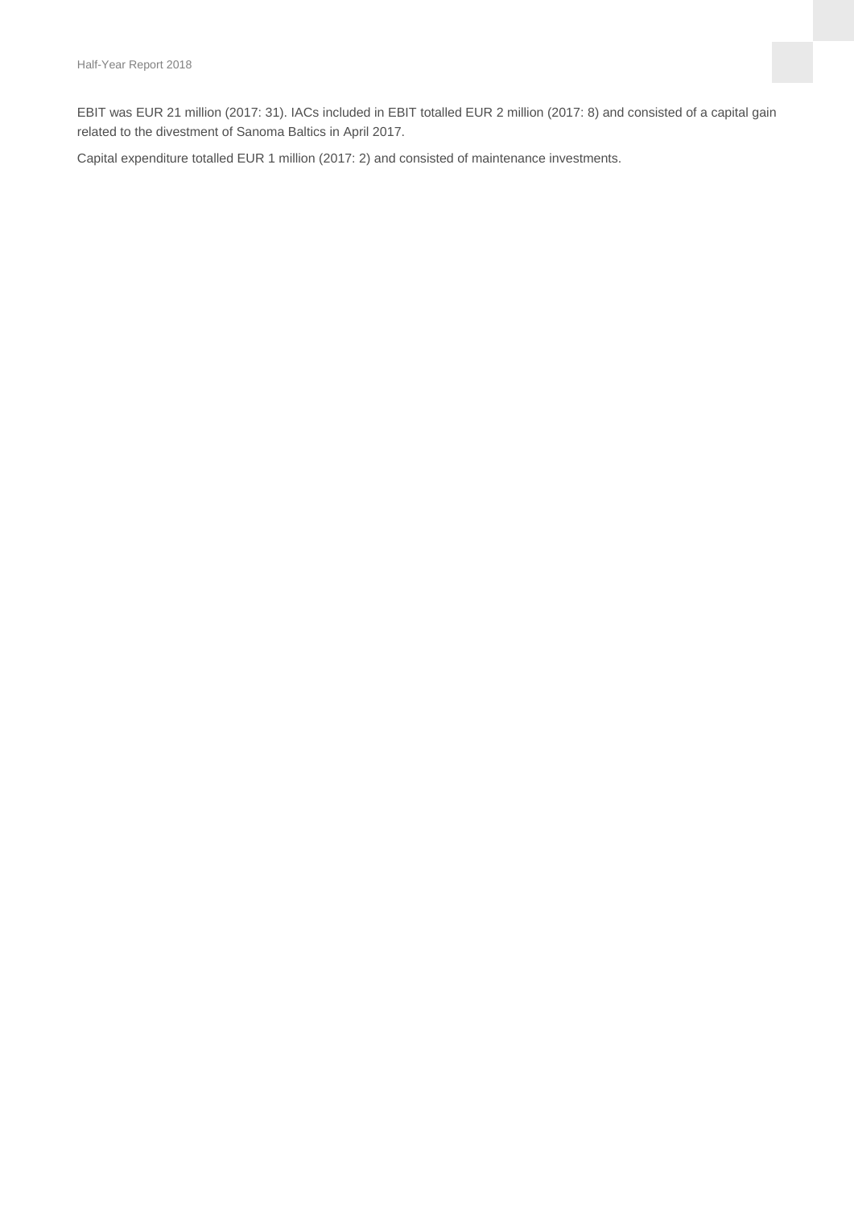EBIT was EUR 21 million (2017: 31). IACs included in EBIT totalled EUR 2 million (2017: 8) and consisted of a capital gain related to the divestment of Sanoma Baltics in April 2017.

Capital expenditure totalled EUR 1 million (2017: 2) and consisted of maintenance investments.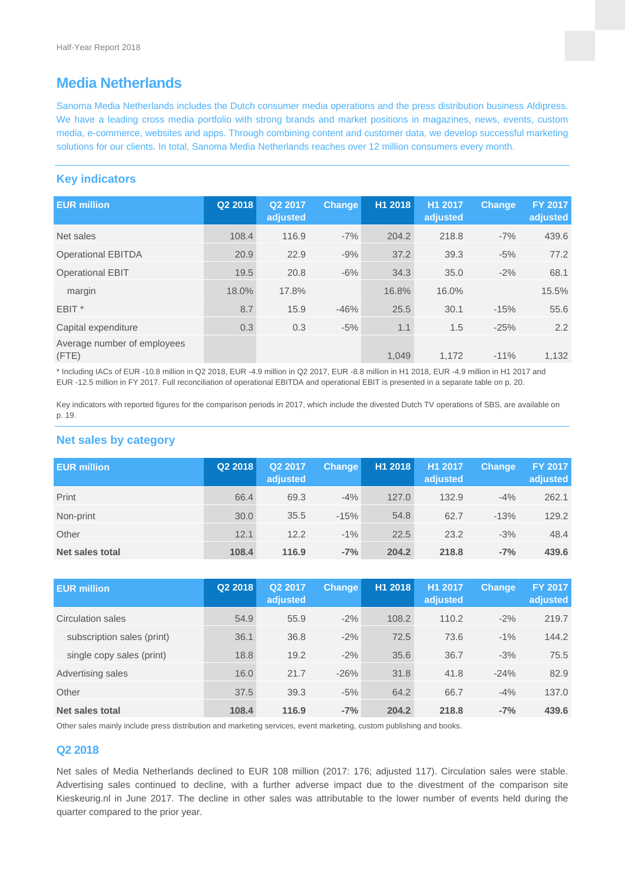## Media Netherlands

Sanoma Media Netherlands includes the Dutch consumer media operations and the press distribution business Aldipress. We have a leading cross media portfolio with strong brands and market positions in magazines, news, events, custom media, e-commerce, websites and apps. Through combining content and customer data, we develop successful marketing solutions for our clients. In total, Sanoma Media Netherlands reaches over 12 million consumers every month.

### Key indicators

| EUR million | Q2 2018 | Q2 2017 adjusted | Change | H1 2018 | H1 2017 adjusted | Change | FY 2017 adjusted |
|---|---|---|---|---|---|---|---|
| Net sales | 108.4 | 116.9 | -7% | 204.2 | 218.8 | -7% | 439.6 |
| Operational EBITDA | 20.9 | 22.9 | -9% | 37.2 | 39.3 | -5% | 77.2 |
| Operational EBIT | 19.5 | 20.8 | -6% | 34.3 | 35.0 | -2% | 68.1 |
| margin | 18.0% | 17.8% | | 16.8% | 16.0% | | 15.5% |
| EBIT * | 8.7 | 15.9 | -46% | 25.5 | 30.1 | -15% | 55.6 |
| Capital expenditure | 0.3 | 0.3 | -5% | 1.1 | 1.5 | -25% | 2.2 |
| Average number of employees (FTE) | | | | 1,049 | 1,172 | -11% | 1,132 |

* Including IACs of EUR -10.8 million in Q2 2018, EUR -4.9 million in Q2 2017, EUR -8.8 million in H1 2018, EUR -4.9 million in H1 2017 and EUR -12.5 million in FY 2017. Full reconciliation of operational EBITDA and operational EBIT is presented in a separate table on p. 20.

Key indicators with reported figures for the comparison periods in 2017, which include the divested Dutch TV operations of SBS, are available on p. 19.

### Net sales by category

| EUR million | Q2 2018 | Q2 2017 adjusted | Change | H1 2018 | H1 2017 adjusted | Change | FY 2017 adjusted |
|---|---|---|---|---|---|---|---|
| Print | 66.4 | 69.3 | -4% | 127.0 | 132.9 | -4% | 262.1 |
| Non-print | 30.0 | 35.5 | -15% | 54.8 | 62.7 | -13% | 129.2 |
| Other | 12.1 | 12.2 | -1% | 22.5 | 23.2 | -3% | 48.4 |
| **Net sales total** | **108.4** | **116.9** | **-7%** | **204.2** | **218.8** | **-7%** | **439.6** |

| EUR million | Q2 2018 | Q2 2017 adjusted | Change | H1 2018 | H1 2017 adjusted | Change | FY 2017 adjusted |
|---|---|---|---|---|---|---|---|
| Circulation sales | 54.9 | 55.9 | -2% | 108.2 | 110.2 | -2% | 219.7 |
| subscription sales (print) | 36.1 | 36.8 | -2% | 72.5 | 73.6 | -1% | 144.2 |
| single copy sales (print) | 18.8 | 19.2 | -2% | 35.6 | 36.7 | -3% | 75.5 |
| Advertising sales | 16.0 | 21.7 | -26% | 31.8 | 41.8 | -24% | 82.9 |
| Other | 37.5 | 39.3 | -5% | 64.2 | 66.7 | -4% | 137.0 |
| **Net sales total** | **108.4** | **116.9** | **-7%** | **204.2** | **218.8** | **-7%** | **439.6** |

Other sales mainly include press distribution and marketing services, event marketing, custom publishing and books.

### Q2 2018

Net sales of Media Netherlands declined to EUR 108 million (2017: 176; adjusted 117). Circulation sales were stable. Advertising sales continued to decline, with a further adverse impact due to the divestment of the comparison site Kieskeurig.nl in June 2017. The decline in other sales was attributable to the lower number of events held during the quarter compared to the prior year.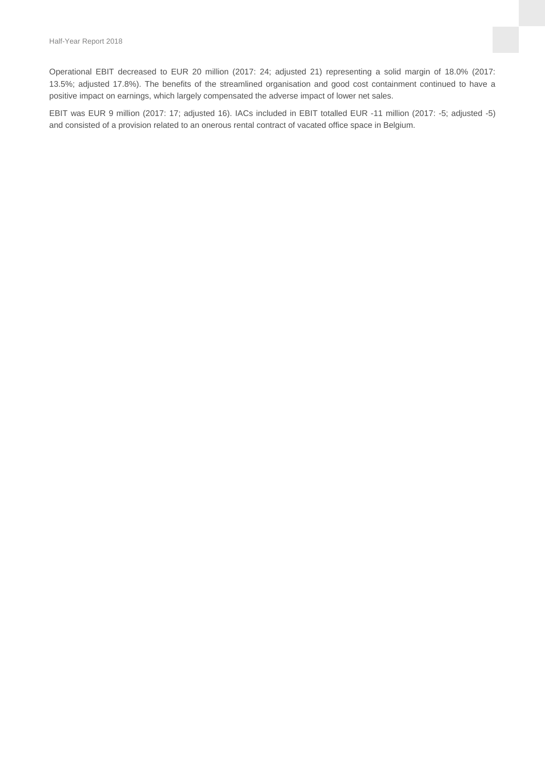Operational EBIT decreased to EUR 20 million (2017: 24; adjusted 21) representing a solid margin of 18.0% (2017: 13.5%; adjusted 17.8%). The benefits of the streamlined organisation and good cost containment continued to have a positive impact on earnings, which largely compensated the adverse impact of lower net sales.

EBIT was EUR 9 million (2017: 17; adjusted 16). IACs included in EBIT totalled EUR -11 million (2017: -5; adjusted -5) and consisted of a provision related to an onerous rental contract of vacated office space in Belgium.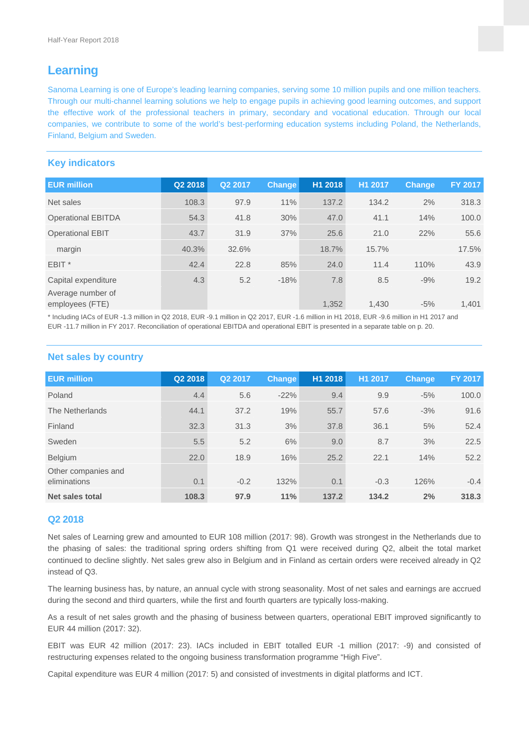## Learning

Sanoma Learning is one of Europe's leading learning companies, serving some 10 million pupils and one million teachers. Through our multi-channel learning solutions we help to engage pupils in achieving good learning outcomes, and support the effective work of the professional teachers in primary, secondary and vocational education. Through our local companies, we contribute to some of the world's best-performing education systems including Poland, the Netherlands, Finland, Belgium and Sweden.

### Key indicators

| EUR million | Q2 2018 | Q2 2017 | Change | H1 2018 | H1 2017 | Change | FY 2017 |
|---|---|---|---|---|---|---|---|
| Net sales | 108.3 | 97.9 | 11% | 137.2 | 134.2 | 2% | 318.3 |
| Operational EBITDA | 54.3 | 41.8 | 30% | 47.0 | 41.1 | 14% | 100.0 |
| Operational EBIT | 43.7 | 31.9 | 37% | 25.6 | 21.0 | 22% | 55.6 |
| margin | 40.3% | 32.6% | | 18.7% | 15.7% | | 17.5% |
| EBIT * | 42.4 | 22.8 | 85% | 24.0 | 11.4 | 110% | 43.9 |
| Capital expenditure | 4.3 | 5.2 | -18% | 7.8 | 8.5 | -9% | 19.2 |
| Average number of employees (FTE) | | | | 1,352 | 1,430 | -5% | 1,401 |

* Including IACs of EUR -1.3 million in Q2 2018, EUR -9.1 million in Q2 2017, EUR -1.6 million in H1 2018, EUR -9.6 million in H1 2017 and EUR -11.7 million in FY 2017. Reconciliation of operational EBITDA and operational EBIT is presented in a separate table on p. 20.

### Net sales by country

| EUR million | Q2 2018 | Q2 2017 | Change | H1 2018 | H1 2017 | Change | FY 2017 |
|---|---|---|---|---|---|---|---|
| Poland | 4.4 | 5.6 | -22% | 9.4 | 9.9 | -5% | 100.0 |
| The Netherlands | 44.1 | 37.2 | 19% | 55.7 | 57.6 | -3% | 91.6 |
| Finland | 32.3 | 31.3 | 3% | 37.8 | 36.1 | 5% | 52.4 |
| Sweden | 5.5 | 5.2 | 6% | 9.0 | 8.7 | 3% | 22.5 |
| Belgium | 22.0 | 18.9 | 16% | 25.2 | 22.1 | 14% | 52.2 |
| Other companies and eliminations | 0.1 | -0.2 | 132% | 0.1 | -0.3 | 126% | -0.4 |
| **Net sales total** | **108.3** | **97.9** | **11%** | **137.2** | **134.2** | **2%** | **318.3** |

### Q2 2018

Net sales of Learning grew and amounted to EUR 108 million (2017: 98). Growth was strongest in the Netherlands due to the phasing of sales: the traditional spring orders shifting from Q1 were received during Q2, albeit the total market continued to decline slightly. Net sales grew also in Belgium and in Finland as certain orders were received already in Q2 instead of Q3.

The learning business has, by nature, an annual cycle with strong seasonality. Most of net sales and earnings are accrued during the second and third quarters, while the first and fourth quarters are typically loss-making.

As a result of net sales growth and the phasing of business between quarters, operational EBIT improved significantly to EUR 44 million (2017: 32).

EBIT was EUR 42 million (2017: 23). IACs included in EBIT totalled EUR -1 million (2017: -9) and consisted of restructuring expenses related to the ongoing business transformation programme "High Five".

Capital expenditure was EUR 4 million (2017: 5) and consisted of investments in digital platforms and ICT.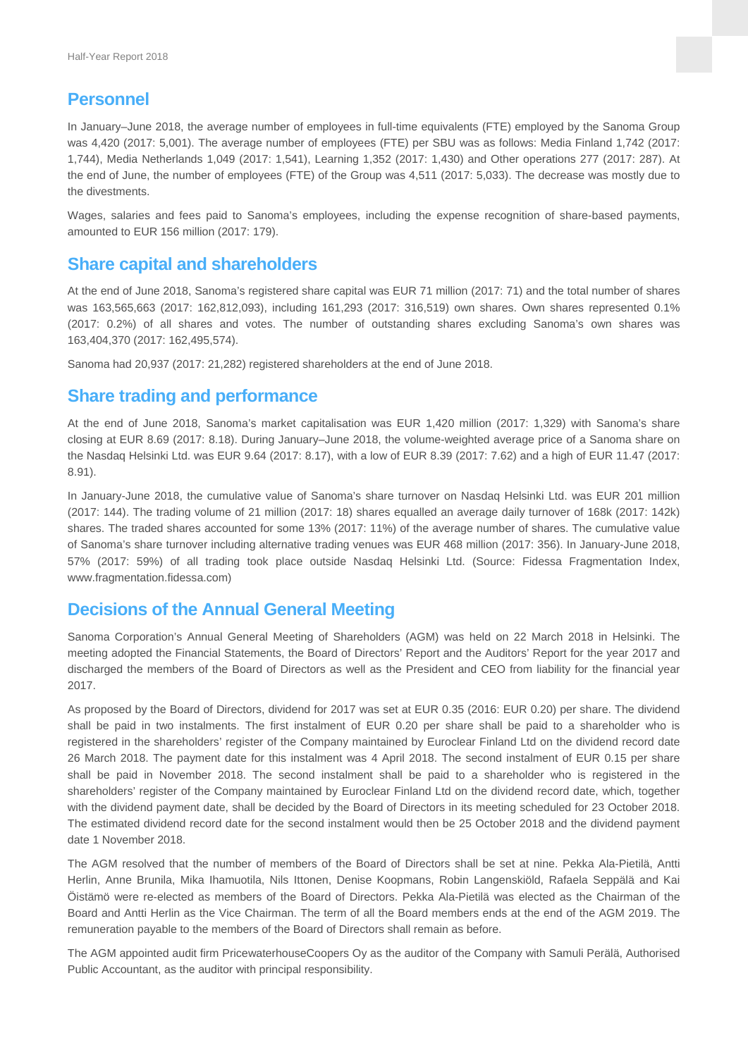## Personnel

In January–June 2018, the average number of employees in full-time equivalents (FTE) employed by the Sanoma Group was 4,420 (2017: 5,001). The average number of employees (FTE) per SBU was as follows: Media Finland 1,742 (2017: 1,744), Media Netherlands 1,049 (2017: 1,541), Learning 1,352 (2017: 1,430) and Other operations 277 (2017: 287). At the end of June, the number of employees (FTE) of the Group was 4,511 (2017: 5,033). The decrease was mostly due to the divestments.

Wages, salaries and fees paid to Sanoma's employees, including the expense recognition of share-based payments, amounted to EUR 156 million (2017: 179).

## Share capital and shareholders

At the end of June 2018, Sanoma's registered share capital was EUR 71 million (2017: 71) and the total number of shares was 163,565,663 (2017: 162,812,093), including 161,293 (2017: 316,519) own shares. Own shares represented 0.1% (2017: 0.2%) of all shares and votes. The number of outstanding shares excluding Sanoma's own shares was 163,404,370 (2017: 162,495,574).

Sanoma had 20,937 (2017: 21,282) registered shareholders at the end of June 2018.

## Share trading and performance

At the end of June 2018, Sanoma's market capitalisation was EUR 1,420 million (2017: 1,329) with Sanoma's share closing at EUR 8.69 (2017: 8.18). During January–June 2018, the volume-weighted average price of a Sanoma share on the Nasdaq Helsinki Ltd. was EUR 9.64 (2017: 8.17), with a low of EUR 8.39 (2017: 7.62) and a high of EUR 11.47 (2017: 8.91).

In January-June 2018, the cumulative value of Sanoma's share turnover on Nasdaq Helsinki Ltd. was EUR 201 million (2017: 144). The trading volume of 21 million (2017: 18) shares equalled an average daily turnover of 168k (2017: 142k) shares. The traded shares accounted for some 13% (2017: 11%) of the average number of shares. The cumulative value of Sanoma's share turnover including alternative trading venues was EUR 468 million (2017: 356). In January-June 2018, 57% (2017: 59%) of all trading took place outside Nasdaq Helsinki Ltd. (Source: Fidessa Fragmentation Index, www.fragmentation.fidessa.com)

## Decisions of the Annual General Meeting

Sanoma Corporation's Annual General Meeting of Shareholders (AGM) was held on 22 March 2018 in Helsinki. The meeting adopted the Financial Statements, the Board of Directors' Report and the Auditors' Report for the year 2017 and discharged the members of the Board of Directors as well as the President and CEO from liability for the financial year 2017.

As proposed by the Board of Directors, dividend for 2017 was set at EUR 0.35 (2016: EUR 0.20) per share. The dividend shall be paid in two instalments. The first instalment of EUR 0.20 per share shall be paid to a shareholder who is registered in the shareholders' register of the Company maintained by Euroclear Finland Ltd on the dividend record date 26 March 2018. The payment date for this instalment was 4 April 2018. The second instalment of EUR 0.15 per share shall be paid in November 2018. The second instalment shall be paid to a shareholder who is registered in the shareholders' register of the Company maintained by Euroclear Finland Ltd on the dividend record date, which, together with the dividend payment date, shall be decided by the Board of Directors in its meeting scheduled for 23 October 2018. The estimated dividend record date for the second instalment would then be 25 October 2018 and the dividend payment date 1 November 2018.

The AGM resolved that the number of members of the Board of Directors shall be set at nine. Pekka Ala-Pietilä, Antti Herlin, Anne Brunila, Mika Ihamuotila, Nils Ittonen, Denise Koopmans, Robin Langenskiöld, Rafaela Seppälä and Kai Öistämö were re-elected as members of the Board of Directors. Pekka Ala-Pietilä was elected as the Chairman of the Board and Antti Herlin as the Vice Chairman. The term of all the Board members ends at the end of the AGM 2019. The remuneration payable to the members of the Board of Directors shall remain as before.

The AGM appointed audit firm PricewaterhouseCoopers Oy as the auditor of the Company with Samuli Perälä, Authorised Public Accountant, as the auditor with principal responsibility.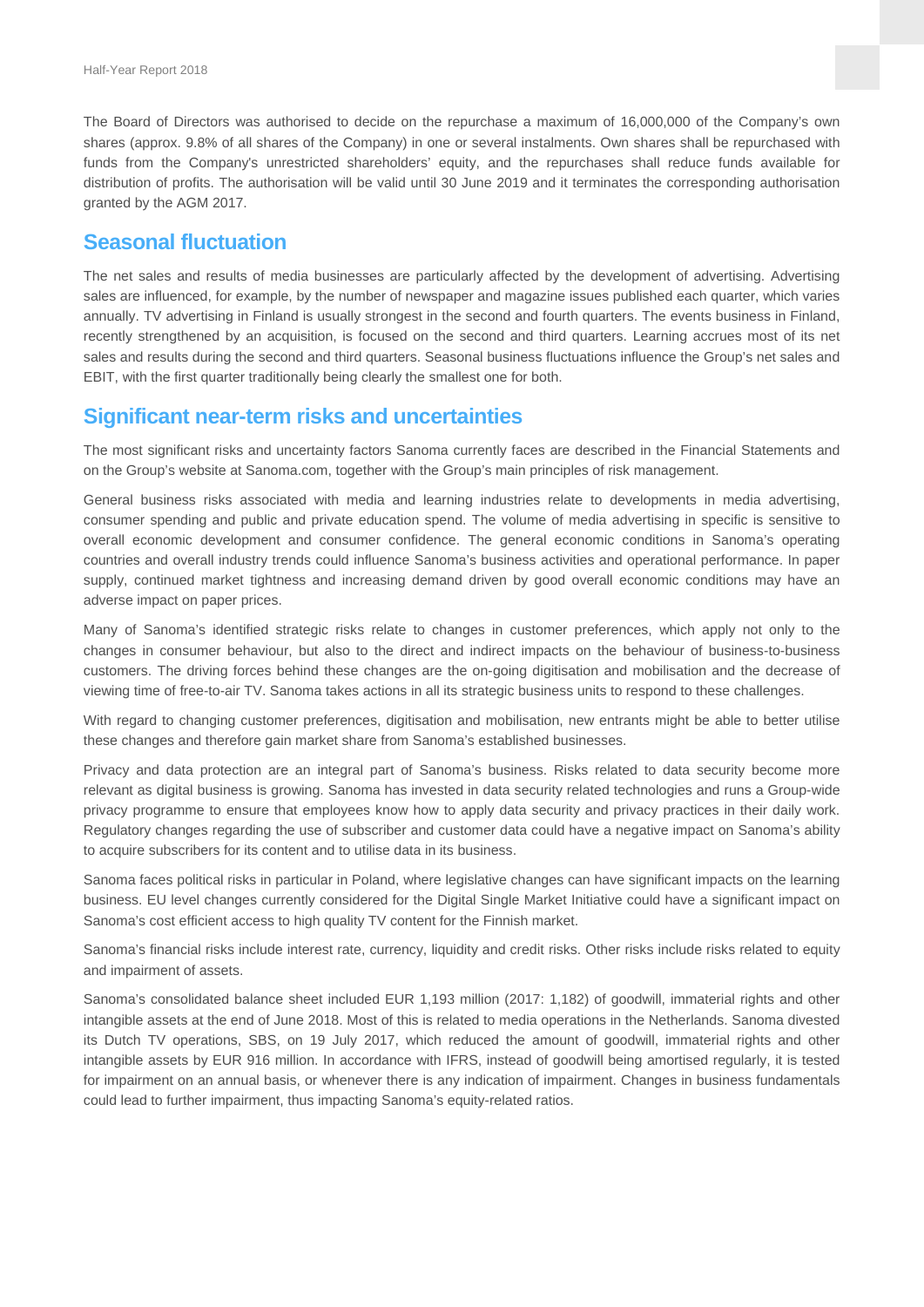The Board of Directors was authorised to decide on the repurchase a maximum of 16,000,000 of the Company's own shares (approx. 9.8% of all shares of the Company) in one or several instalments. Own shares shall be repurchased with funds from the Company's unrestricted shareholders' equity, and the repurchases shall reduce funds available for distribution of profits. The authorisation will be valid until 30 June 2019 and it terminates the corresponding authorisation granted by the AGM 2017.

## Seasonal fluctuation

The net sales and results of media businesses are particularly affected by the development of advertising. Advertising sales are influenced, for example, by the number of newspaper and magazine issues published each quarter, which varies annually. TV advertising in Finland is usually strongest in the second and fourth quarters. The events business in Finland, recently strengthened by an acquisition, is focused on the second and third quarters. Learning accrues most of its net sales and results during the second and third quarters. Seasonal business fluctuations influence the Group's net sales and EBIT, with the first quarter traditionally being clearly the smallest one for both.

## Significant near-term risks and uncertainties

The most significant risks and uncertainty factors Sanoma currently faces are described in the Financial Statements and on the Group's website at Sanoma.com, together with the Group's main principles of risk management.

General business risks associated with media and learning industries relate to developments in media advertising, consumer spending and public and private education spend. The volume of media advertising in specific is sensitive to overall economic development and consumer confidence. The general economic conditions in Sanoma's operating countries and overall industry trends could influence Sanoma's business activities and operational performance. In paper supply, continued market tightness and increasing demand driven by good overall economic conditions may have an adverse impact on paper prices.

Many of Sanoma's identified strategic risks relate to changes in customer preferences, which apply not only to the changes in consumer behaviour, but also to the direct and indirect impacts on the behaviour of business-to-business customers. The driving forces behind these changes are the on-going digitisation and mobilisation and the decrease of viewing time of free-to-air TV. Sanoma takes actions in all its strategic business units to respond to these challenges.

With regard to changing customer preferences, digitisation and mobilisation, new entrants might be able to better utilise these changes and therefore gain market share from Sanoma's established businesses.

Privacy and data protection are an integral part of Sanoma's business. Risks related to data security become more relevant as digital business is growing. Sanoma has invested in data security related technologies and runs a Group-wide privacy programme to ensure that employees know how to apply data security and privacy practices in their daily work. Regulatory changes regarding the use of subscriber and customer data could have a negative impact on Sanoma's ability to acquire subscribers for its content and to utilise data in its business.

Sanoma faces political risks in particular in Poland, where legislative changes can have significant impacts on the learning business. EU level changes currently considered for the Digital Single Market Initiative could have a significant impact on Sanoma's cost efficient access to high quality TV content for the Finnish market.

Sanoma's financial risks include interest rate, currency, liquidity and credit risks. Other risks include risks related to equity and impairment of assets.

Sanoma's consolidated balance sheet included EUR 1,193 million (2017: 1,182) of goodwill, immaterial rights and other intangible assets at the end of June 2018. Most of this is related to media operations in the Netherlands. Sanoma divested its Dutch TV operations, SBS, on 19 July 2017, which reduced the amount of goodwill, immaterial rights and other intangible assets by EUR 916 million. In accordance with IFRS, instead of goodwill being amortised regularly, it is tested for impairment on an annual basis, or whenever there is any indication of impairment. Changes in business fundamentals could lead to further impairment, thus impacting Sanoma's equity-related ratios.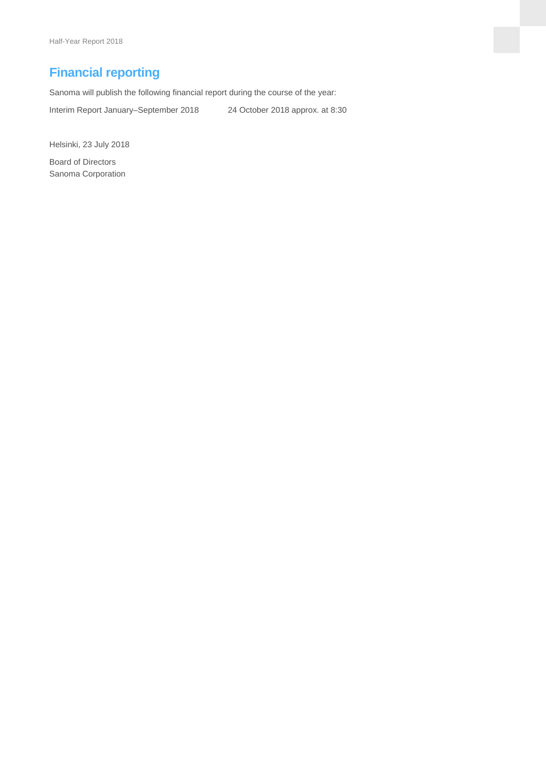## Financial reporting

Sanoma will publish the following financial report during the course of the year:

| | |
|---|---|
| Interim Report January–September 2018 | 24 October 2018 approx. at 8:30 |

Helsinki, 23 July 2018

Board of Directors
Sanoma Corporation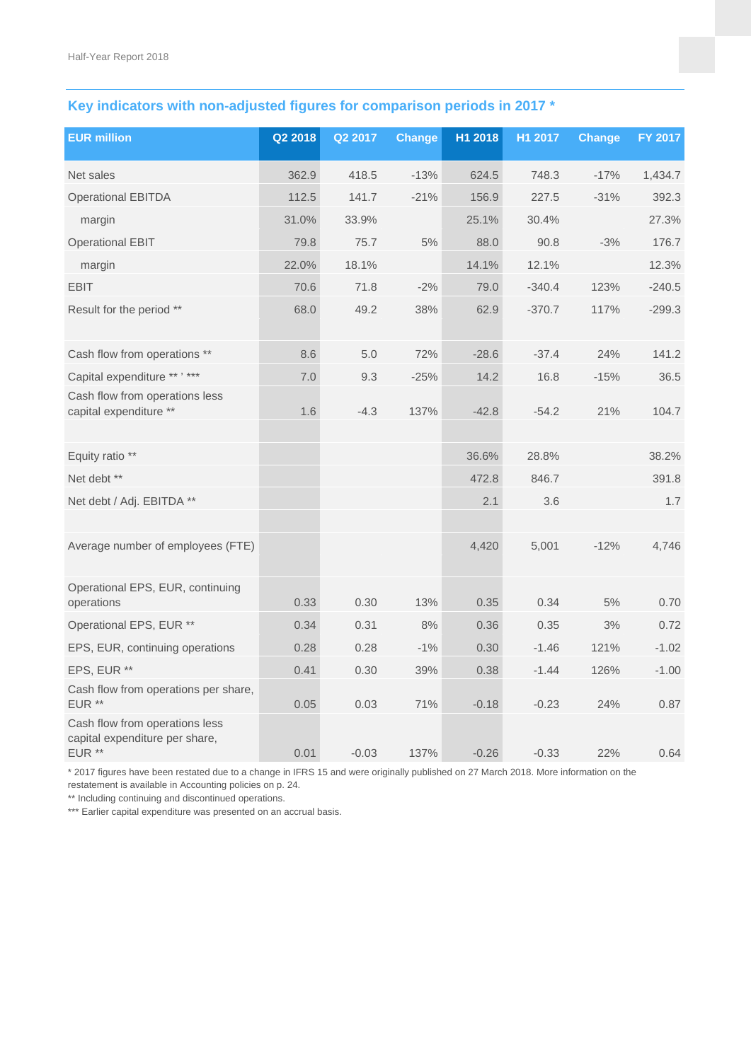## Key indicators with non-adjusted figures for comparison periods in 2017 *

| EUR million | Q2 2018 | Q2 2017 | Change | H1 2018 | H1 2017 | Change | FY 2017 |
|---|---|---|---|---|---|---|---|
| Net sales | 362.9 | 418.5 | -13% | 624.5 | 748.3 | -17% | 1,434.7 |
| Operational EBITDA | 112.5 | 141.7 | -21% | 156.9 | 227.5 | -31% | 392.3 |
| margin | 31.0% | 33.9% | | 25.1% | 30.4% | | 27.3% |
| Operational EBIT | 79.8 | 75.7 | 5% | 88.0 | 90.8 | -3% | 176.7 |
| margin | 22.0% | 18.1% | | 14.1% | 12.1% | | 12.3% |
| EBIT | 70.6 | 71.8 | -2% | 79.0 | -340.4 | 123% | -240.5 |
| Result for the period ** | 68.0 | 49.2 | 38% | 62.9 | -370.7 | 117% | -299.3 |
| | | | | | | | |
| Cash flow from operations ** | 8.6 | 5.0 | 72% | -28.6 | -37.4 | 24% | 141.2 |
| Capital expenditure ** ' *** | 7.0 | 9.3 | -25% | 14.2 | 16.8 | -15% | 36.5 |
| Cash flow from operations less capital expenditure ** | 1.6 | -4.3 | 137% | -42.8 | -54.2 | 21% | 104.7 |
| | | | | | | | |
| Equity ratio ** | | | | 36.6% | 28.8% | | 38.2% |
| Net debt ** | | | | 472.8 | 846.7 | | 391.8 |
| Net debt / Adj. EBITDA ** | | | | 2.1 | 3.6 | | 1.7 |
| | | | | | | | |
| Average number of employees (FTE) | | | | 4,420 | 5,001 | -12% | 4,746 |
| | | | | | | | |
| Operational EPS, EUR, continuing operations | 0.33 | 0.30 | 13% | 0.35 | 0.34 | 5% | 0.70 |
| Operational EPS, EUR ** | 0.34 | 0.31 | 8% | 0.36 | 0.35 | 3% | 0.72 |
| EPS, EUR, continuing operations | 0.28 | 0.28 | -1% | 0.30 | -1.46 | 121% | -1.02 |
| EPS, EUR ** | 0.41 | 0.30 | 39% | 0.38 | -1.44 | 126% | -1.00 |
| Cash flow from operations per share, EUR ** | 0.05 | 0.03 | 71% | -0.18 | -0.23 | 24% | 0.87 |
| Cash flow from operations less capital expenditure per share, EUR ** | 0.01 | -0.03 | 137% | -0.26 | -0.33 | 22% | 0.64 |

* 2017 figures have been restated due to a change in IFRS 15 and were originally published on 27 March 2018. More information on the restatement is available in Accounting policies on p. 24.

** Including continuing and discontinued operations.

*** Earlier capital expenditure was presented on an accrual basis.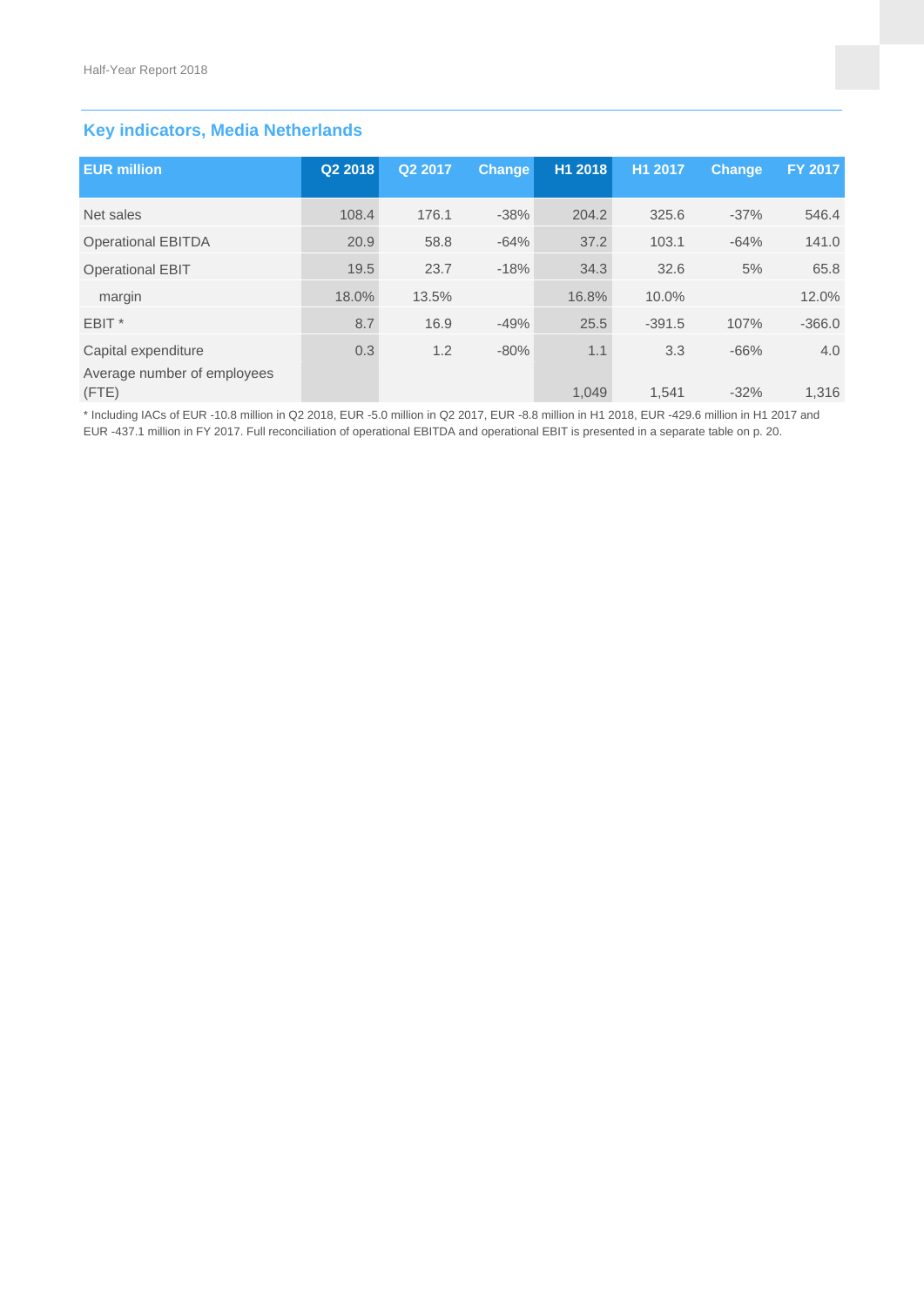## Key indicators, Media Netherlands

| EUR million | Q2 2018 | Q2 2017 | Change | H1 2018 | H1 2017 | Change | FY 2017 |
|---|---|---|---|---|---|---|---|
| Net sales | 108.4 | 176.1 | -38% | 204.2 | 325.6 | -37% | 546.4 |
| Operational EBITDA | 20.9 | 58.8 | -64% | 37.2 | 103.1 | -64% | 141.0 |
| Operational EBIT | 19.5 | 23.7 | -18% | 34.3 | 32.6 | 5% | 65.8 |
| margin | 18.0% | 13.5% | | 16.8% | 10.0% | | 12.0% |
| EBIT * | 8.7 | 16.9 | -49% | 25.5 | -391.5 | 107% | -366.0 |
| Capital expenditure | 0.3 | 1.2 | -80% | 1.1 | 3.3 | -66% | 4.0 |
| Average number of employees (FTE) | | | | 1,049 | 1,541 | -32% | 1,316 |

* Including IACs of EUR -10.8 million in Q2 2018, EUR -5.0 million in Q2 2017, EUR -8.8 million in H1 2018, EUR -429.6 million in H1 2017 and EUR -437.1 million in FY 2017. Full reconciliation of operational EBITDA and operational EBIT is presented in a separate table on p. 20.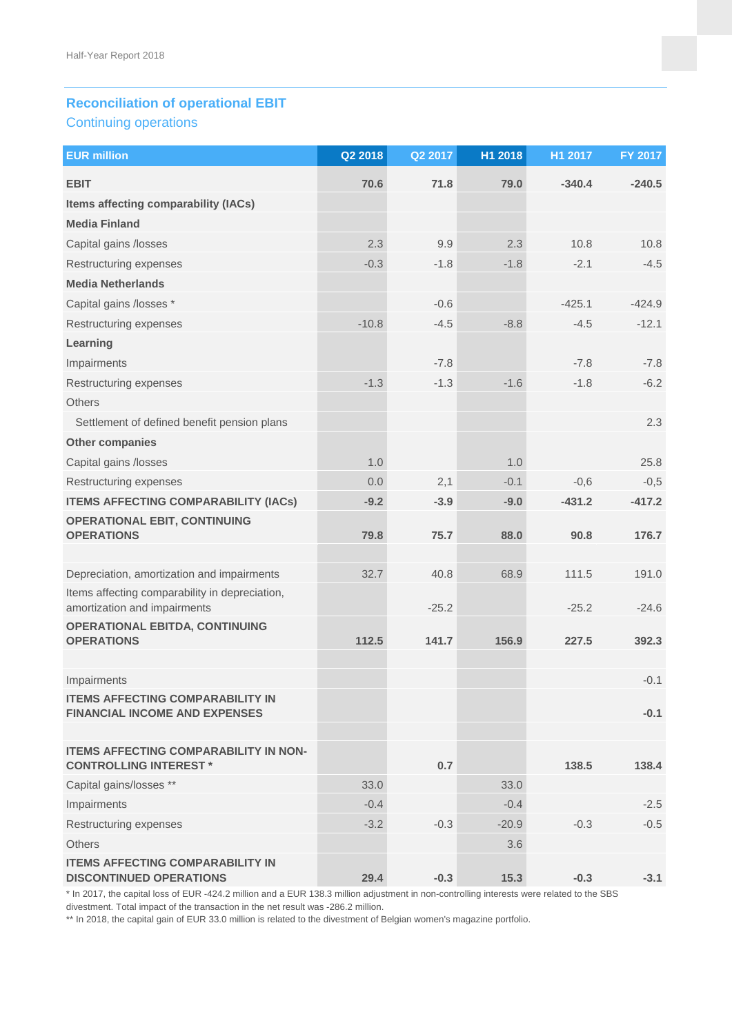## Reconciliation of operational EBIT

### Continuing operations

| EUR million | Q2 2018 | Q2 2017 | H1 2018 | H1 2017 | FY 2017 |
|---|---|---|---|---|---|
| **EBIT** | **70.6** | **71.8** | **79.0** | **-340.4** | **-240.5** |
| **Items affecting comparability (IACs)** | | | | | |
| **Media Finland** | | | | | |
| Capital gains /losses | 2.3 | 9.9 | 2.3 | 10.8 | 10.8 |
| Restructuring expenses | -0.3 | -1.8 | -1.8 | -2.1 | -4.5 |
| **Media Netherlands** | | | | | |
| Capital gains /losses * | | -0.6 | | -425.1 | -424.9 |
| Restructuring expenses | -10.8 | -4.5 | -8.8 | -4.5 | -12.1 |
| **Learning** | | | | | |
| Impairments | | -7.8 | | -7.8 | -7.8 |
| Restructuring expenses | -1.3 | -1.3 | -1.6 | -1.8 | -6.2 |
| Others | | | | | |
| Settlement of defined benefit pension plans | | | | | 2.3 |
| **Other companies** | | | | | |
| Capital gains /losses | 1.0 | | 1.0 | | 25.8 |
| Restructuring expenses | 0.0 | 2,1 | -0.1 | -0,6 | -0,5 |
| **ITEMS AFFECTING COMPARABILITY (IACs)** | **-9.2** | **-3.9** | **-9.0** | **-431.2** | **-417.2** |
| **OPERATIONAL EBIT, CONTINUING OPERATIONS** | **79.8** | **75.7** | **88.0** | **90.8** | **176.7** |
| | | | | | |
| Depreciation, amortization and impairments | 32.7 | 40.8 | 68.9 | 111.5 | 191.0 |
| Items affecting comparability in depreciation, amortization and impairments | | -25.2 | | -25.2 | -24.6 |
| **OPERATIONAL EBITDA, CONTINUING OPERATIONS** | **112.5** | **141.7** | **156.9** | **227.5** | **392.3** |
| | | | | | |
| Impairments | | | | | -0.1 |
| **ITEMS AFFECTING COMPARABILITY IN FINANCIAL INCOME AND EXPENSES** | | | | | **-0.1** |
| | | | | | |
| **ITEMS AFFECTING COMPARABILITY IN NON-CONTROLLING INTEREST *** | | **0.7** | | **138.5** | **138.4** |
| Capital gains/losses ** | 33.0 | | 33.0 | | |
| Impairments | -0.4 | | -0.4 | | -2.5 |
| Restructuring expenses | -3.2 | -0.3 | -20.9 | -0.3 | -0.5 |
| Others | | | 3.6 | | |
| **ITEMS AFFECTING COMPARABILITY IN DISCONTINUED OPERATIONS** | **29.4** | **-0.3** | **15.3** | **-0.3** | **-3.1** |

* In 2017, the capital loss of EUR -424.2 million and a EUR 138.3 million adjustment in non-controlling interests were related to the SBS divestment. Total impact of the transaction in the net result was -286.2 million.

** In 2018, the capital gain of EUR 33.0 million is related to the divestment of Belgian women's magazine portfolio.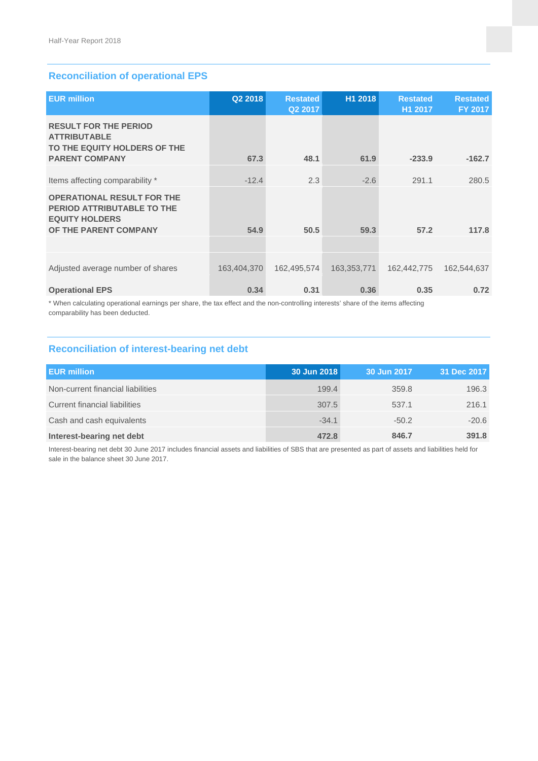## Reconciliation of operational EPS

| EUR million | Q2 2018 | Restated Q2 2017 | H1 2018 | Restated H1 2017 | Restated FY 2017 |
|---|---|---|---|---|---|
| **RESULT FOR THE PERIOD ATTRIBUTABLE TO THE EQUITY HOLDERS OF THE PARENT COMPANY** | **67.3** | **48.1** | **61.9** | **-233.9** | **-162.7** |
| Items affecting comparability * | -12.4 | 2.3 | -2.6 | 291.1 | 280.5 |
| **OPERATIONAL RESULT FOR THE PERIOD ATTRIBUTABLE TO THE EQUITY HOLDERS OF THE PARENT COMPANY** | **54.9** | **50.5** | **59.3** | **57.2** | **117.8** |
| | | | | | |
| Adjusted average number of shares | 163,404,370 | 162,495,574 | 163,353,771 | 162,442,775 | 162,544,637 |
| **Operational EPS** | **0.34** | **0.31** | **0.36** | **0.35** | **0.72** |

* When calculating operational earnings per share, the tax effect and the non-controlling interests' share of the items affecting comparability has been deducted.

## Reconciliation of interest-bearing net debt

| EUR million | 30 Jun 2018 | 30 Jun 2017 | 31 Dec 2017 |
|---|---|---|---|
| Non-current financial liabilities | 199.4 | 359.8 | 196.3 |
| Current financial liabilities | 307.5 | 537.1 | 216.1 |
| Cash and cash equivalents | -34.1 | -50.2 | -20.6 |
| **Interest-bearing net debt** | **472.8** | **846.7** | **391.8** |

Interest-bearing net debt 30 June 2017 includes financial assets and liabilities of SBS that are presented as part of assets and liabilities held for sale in the balance sheet 30 June 2017.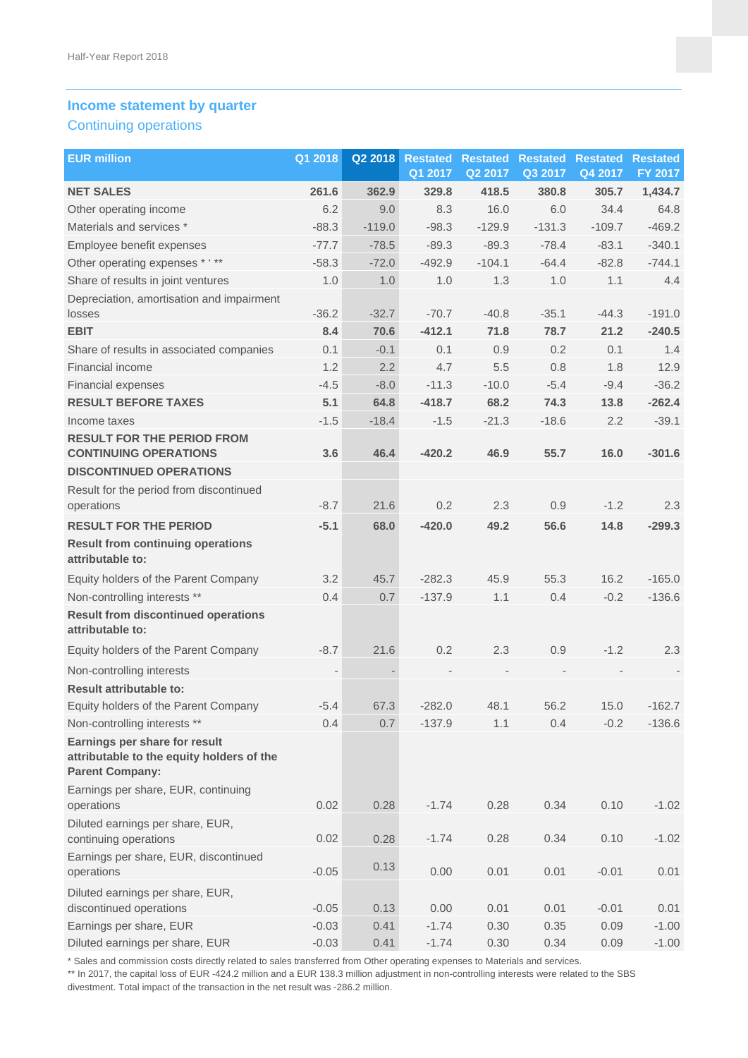## Income statement by quarter

### Continuing operations

| EUR million | Q1 2018 | Q2 2018 | Restated Q1 2017 | Restated Q2 2017 | Restated Q3 2017 | Restated Q4 2017 | Restated FY 2017 |
|---|---|---|---|---|---|---|---|
| **NET SALES** | **261.6** | **362.9** | **329.8** | **418.5** | **380.8** | **305.7** | **1,434.7** |
| Other operating income | 6.2 | 9.0 | 8.3 | 16.0 | 6.0 | 34.4 | 64.8 |
| Materials and services * | -88.3 | -119.0 | -98.3 | -129.9 | -131.3 | -109.7 | -469.2 |
| Employee benefit expenses | -77.7 | -78.5 | -89.3 | -89.3 | -78.4 | -83.1 | -340.1 |
| Other operating expenses * ' ** | -58.3 | -72.0 | -492.9 | -104.1 | -64.4 | -82.8 | -744.1 |
| Share of results in joint ventures | 1.0 | 1.0 | 1.0 | 1.3 | 1.0 | 1.1 | 4.4 |
| Depreciation, amortisation and impairment losses | -36.2 | -32.7 | -70.7 | -40.8 | -35.1 | -44.3 | -191.0 |
| **EBIT** | **8.4** | **70.6** | **-412.1** | **71.8** | **78.7** | **21.2** | **-240.5** |
| Share of results in associated companies | 0.1 | -0.1 | 0.1 | 0.9 | 0.2 | 0.1 | 1.4 |
| Financial income | 1.2 | 2.2 | 4.7 | 5.5 | 0.8 | 1.8 | 12.9 |
| Financial expenses | -4.5 | -8.0 | -11.3 | -10.0 | -5.4 | -9.4 | -36.2 |
| **RESULT BEFORE TAXES** | **5.1** | **64.8** | **-418.7** | **68.2** | **74.3** | **13.8** | **-262.4** |
| Income taxes | -1.5 | -18.4 | -1.5 | -21.3 | -18.6 | 2.2 | -39.1 |
| **RESULT FOR THE PERIOD FROM CONTINUING OPERATIONS** | **3.6** | **46.4** | **-420.2** | **46.9** | **55.7** | **16.0** | **-301.6** |
| **DISCONTINUED OPERATIONS** | | | | | | | |
| Result for the period from discontinued operations | -8.7 | 21.6 | 0.2 | 2.3 | 0.9 | -1.2 | 2.3 |
| **RESULT FOR THE PERIOD** | **-5.1** | **68.0** | **-420.0** | **49.2** | **56.6** | **14.8** | **-299.3** |
| **Result from continuing operations attributable to:** | | | | | | | |
| Equity holders of the Parent Company | 3.2 | 45.7 | -282.3 | 45.9 | 55.3 | 16.2 | -165.0 |
| Non-controlling interests ** | 0.4 | 0.7 | -137.9 | 1.1 | 0.4 | -0.2 | -136.6 |
| **Result from discontinued operations attributable to:** | | | | | | | |
| Equity holders of the Parent Company | -8.7 | 21.6 | 0.2 | 2.3 | 0.9 | -1.2 | 2.3 |
| Non-controlling interests | - | - | - | - | - | - | - |
| **Result attributable to:** | | | | | | | |
| Equity holders of the Parent Company | -5.4 | 67.3 | -282.0 | 48.1 | 56.2 | 15.0 | -162.7 |
| Non-controlling interests ** | 0.4 | 0.7 | -137.9 | 1.1 | 0.4 | -0.2 | -136.6 |
| **Earnings per share for result attributable to the equity holders of the Parent Company:** | | | | | | | |
| Earnings per share, EUR, continuing operations | 0.02 | 0.28 | -1.74 | 0.28 | 0.34 | 0.10 | -1.02 |
| Diluted earnings per share, EUR, continuing operations | 0.02 | 0.28 | -1.74 | 0.28 | 0.34 | 0.10 | -1.02 |
| Earnings per share, EUR, discontinued operations | -0.05 | 0.13 | 0.00 | 0.01 | 0.01 | -0.01 | 0.01 |
| Diluted earnings per share, EUR, discontinued operations | -0.05 | 0.13 | 0.00 | 0.01 | 0.01 | -0.01 | 0.01 |
| Earnings per share, EUR | -0.03 | 0.41 | -1.74 | 0.30 | 0.35 | 0.09 | -1.00 |
| Diluted earnings per share, EUR | -0.03 | 0.41 | -1.74 | 0.30 | 0.34 | 0.09 | -1.00 |

* Sales and commission costs directly related to sales transferred from Other operating expenses to Materials and services.

** In 2017, the capital loss of EUR -424.2 million and a EUR 138.3 million adjustment in non-controlling interests were related to the SBS divestment. Total impact of the transaction in the net result was -286.2 million.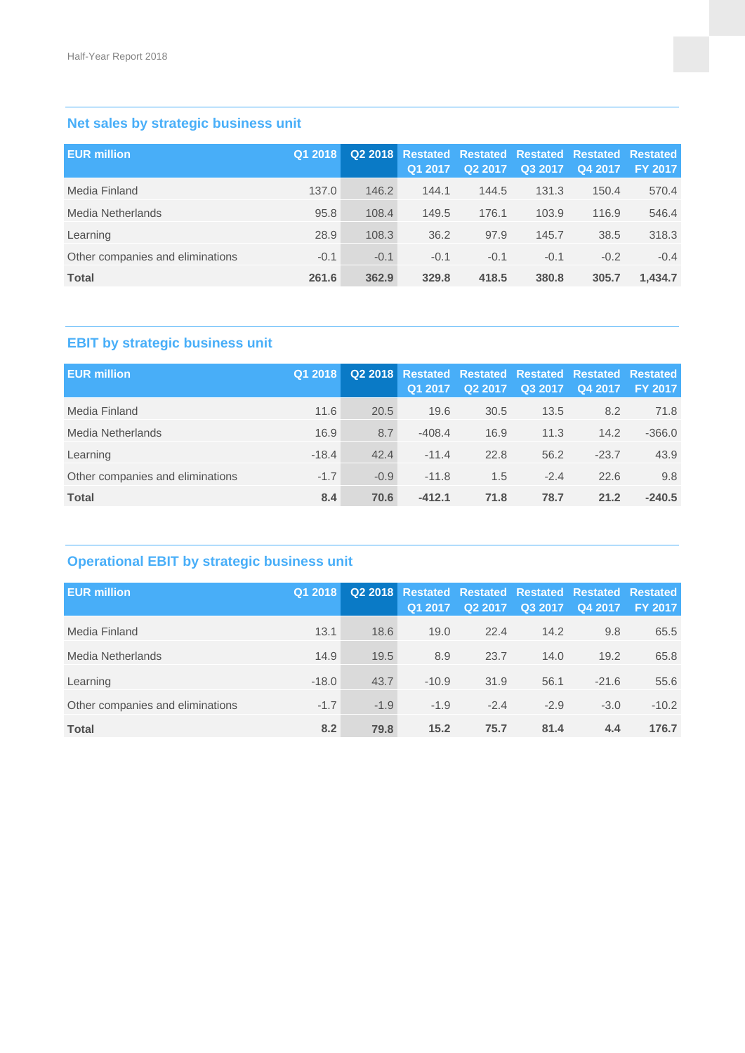## Net sales by strategic business unit

| EUR million | Q1 2018 | Q2 2018 | Restated Q1 2017 | Restated Q2 2017 | Restated Q3 2017 | Restated Q4 2017 | Restated FY 2017 |
|---|---|---|---|---|---|---|---|
| Media Finland | 137.0 | 146.2 | 144.1 | 144.5 | 131.3 | 150.4 | 570.4 |
| Media Netherlands | 95.8 | 108.4 | 149.5 | 176.1 | 103.9 | 116.9 | 546.4 |
| Learning | 28.9 | 108.3 | 36.2 | 97.9 | 145.7 | 38.5 | 318.3 |
| Other companies and eliminations | -0.1 | -0.1 | -0.1 | -0.1 | -0.1 | -0.2 | -0.4 |
| **Total** | **261.6** | **362.9** | **329.8** | **418.5** | **380.8** | **305.7** | **1,434.7** |

## EBIT by strategic business unit

| EUR million | Q1 2018 | Q2 2018 | Restated Q1 2017 | Restated Q2 2017 | Restated Q3 2017 | Restated Q4 2017 | Restated FY 2017 |
|---|---|---|---|---|---|---|---|
| Media Finland | 11.6 | 20.5 | 19.6 | 30.5 | 13.5 | 8.2 | 71.8 |
| Media Netherlands | 16.9 | 8.7 | -408.4 | 16.9 | 11.3 | 14.2 | -366.0 |
| Learning | -18.4 | 42.4 | -11.4 | 22.8 | 56.2 | -23.7 | 43.9 |
| Other companies and eliminations | -1.7 | -0.9 | -11.8 | 1.5 | -2.4 | 22.6 | 9.8 |
| **Total** | **8.4** | **70.6** | **-412.1** | **71.8** | **78.7** | **21.2** | **-240.5** |

## Operational EBIT by strategic business unit

| EUR million | Q1 2018 | Q2 2018 | Restated Q1 2017 | Restated Q2 2017 | Restated Q3 2017 | Restated Q4 2017 | Restated FY 2017 |
|---|---|---|---|---|---|---|---|
| Media Finland | 13.1 | 18.6 | 19.0 | 22.4 | 14.2 | 9.8 | 65.5 |
| Media Netherlands | 14.9 | 19.5 | 8.9 | 23.7 | 14.0 | 19.2 | 65.8 |
| Learning | -18.0 | 43.7 | -10.9 | 31.9 | 56.1 | -21.6 | 55.6 |
| Other companies and eliminations | -1.7 | -1.9 | -1.9 | -2.4 | -2.9 | -3.0 | -10.2 |
| **Total** | **8.2** | **79.8** | **15.2** | **75.7** | **81.4** | **4.4** | **176.7** |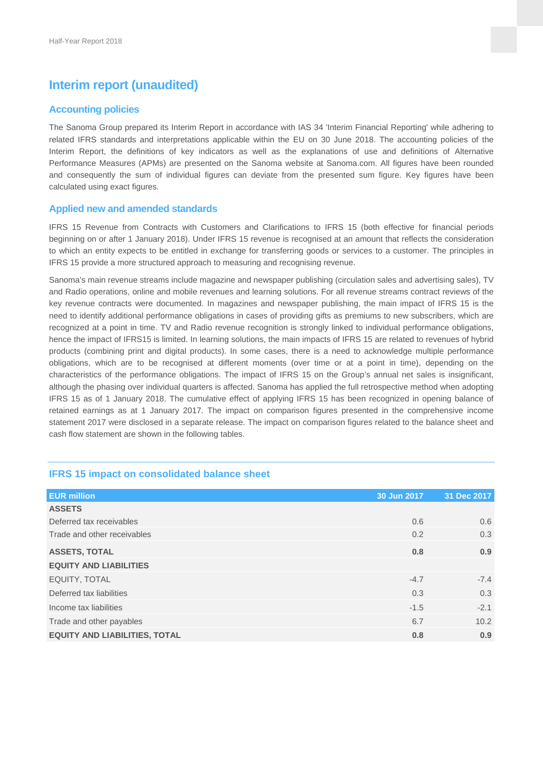# Interim report (unaudited)

## Accounting policies

The Sanoma Group prepared its Interim Report in accordance with IAS 34 'Interim Financial Reporting' while adhering to related IFRS standards and interpretations applicable within the EU on 30 June 2018. The accounting policies of the Interim Report, the definitions of key indicators as well as the explanations of use and definitions of Alternative Performance Measures (APMs) are presented on the Sanoma website at Sanoma.com. All figures have been rounded and consequently the sum of individual figures can deviate from the presented sum figure. Key figures have been calculated using exact figures.

## Applied new and amended standards

IFRS 15 Revenue from Contracts with Customers and Clarifications to IFRS 15 (both effective for financial periods beginning on or after 1 January 2018). Under IFRS 15 revenue is recognised at an amount that reflects the consideration to which an entity expects to be entitled in exchange for transferring goods or services to a customer. The principles in IFRS 15 provide a more structured approach to measuring and recognising revenue.

Sanoma's main revenue streams include magazine and newspaper publishing (circulation sales and advertising sales), TV and Radio operations, online and mobile revenues and learning solutions. For all revenue streams contract reviews of the key revenue contracts were documented. In magazines and newspaper publishing, the main impact of IFRS 15 is the need to identify additional performance obligations in cases of providing gifts as premiums to new subscribers, which are recognized at a point in time. TV and Radio revenue recognition is strongly linked to individual performance obligations, hence the impact of IFRS15 is limited. In learning solutions, the main impacts of IFRS 15 are related to revenues of hybrid products (combining print and digital products). In some cases, there is a need to acknowledge multiple performance obligations, which are to be recognised at different moments (over time or at a point in time), depending on the characteristics of the performance obligations. The impact of IFRS 15 on the Group's annual net sales is insignificant, although the phasing over individual quarters is affected. Sanoma has applied the full retrospective method when adopting IFRS 15 as of 1 January 2018. The cumulative effect of applying IFRS 15 has been recognized in opening balance of retained earnings as at 1 January 2017. The impact on comparison figures presented in the comprehensive income statement 2017 were disclosed in a separate release. The impact on comparison figures related to the balance sheet and cash flow statement are shown in the following tables.

### IFRS 15 impact on consolidated balance sheet

| EUR million | 30 Jun 2017 | 31 Dec 2017 |
|---|---|---|
| **ASSETS** | | |
| Deferred tax receivables | 0.6 | 0.6 |
| Trade and other receivables | 0.2 | 0.3 |
| **ASSETS, TOTAL** | **0.8** | **0.9** |
| **EQUITY AND LIABILITIES** | | |
| EQUITY, TOTAL | -4.7 | -7.4 |
| Deferred tax liabilities | 0.3 | 0.3 |
| Income tax liabilities | -1.5 | -2.1 |
| Trade and other payables | 6.7 | 10.2 |
| **EQUITY AND LIABILITIES, TOTAL** | **0.8** | **0.9** |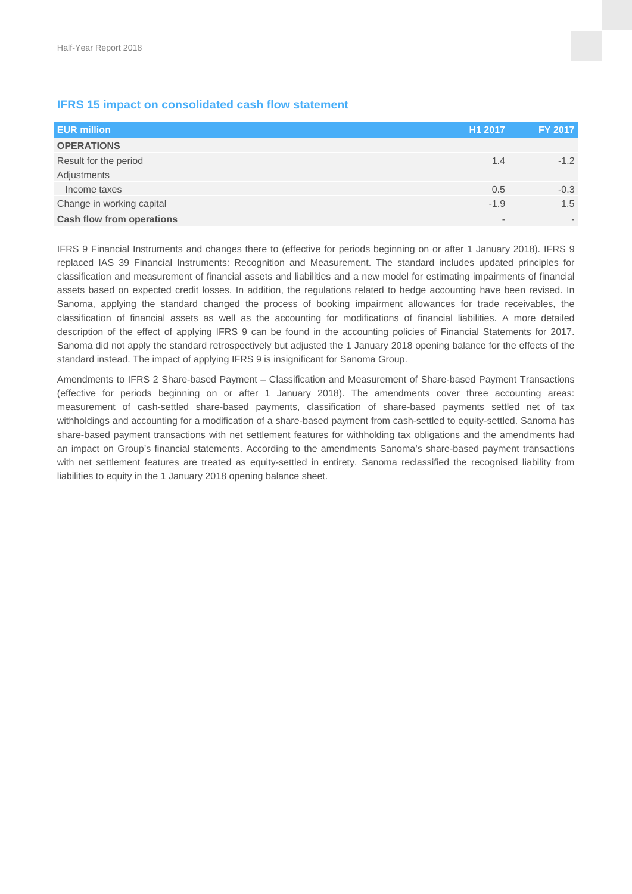## IFRS 15 impact on consolidated cash flow statement

| EUR million | H1 2017 | FY 2017 |
|---|---|---|
| **OPERATIONS** | | |
| Result for the period | 1.4 | -1.2 |
| Adjustments | | |
| Income taxes | 0.5 | -0.3 |
| Change in working capital | -1.9 | 1.5 |
| **Cash flow from operations** | - | - |

IFRS 9 Financial Instruments and changes there to (effective for periods beginning on or after 1 January 2018). IFRS 9 replaced IAS 39 Financial Instruments: Recognition and Measurement. The standard includes updated principles for classification and measurement of financial assets and liabilities and a new model for estimating impairments of financial assets based on expected credit losses. In addition, the regulations related to hedge accounting have been revised. In Sanoma, applying the standard changed the process of booking impairment allowances for trade receivables, the classification of financial assets as well as the accounting for modifications of financial liabilities. A more detailed description of the effect of applying IFRS 9 can be found in the accounting policies of Financial Statements for 2017. Sanoma did not apply the standard retrospectively but adjusted the 1 January 2018 opening balance for the effects of the standard instead. The impact of applying IFRS 9 is insignificant for Sanoma Group.

Amendments to IFRS 2 Share-based Payment – Classification and Measurement of Share-based Payment Transactions (effective for periods beginning on or after 1 January 2018). The amendments cover three accounting areas: measurement of cash-settled share-based payments, classification of share-based payments settled net of tax withholdings and accounting for a modification of a share-based payment from cash-settled to equity-settled. Sanoma has share-based payment transactions with net settlement features for withholding tax obligations and the amendments had an impact on Group's financial statements. According to the amendments Sanoma's share-based payment transactions with net settlement features are treated as equity-settled in entirety. Sanoma reclassified the recognised liability from liabilities to equity in the 1 January 2018 opening balance sheet.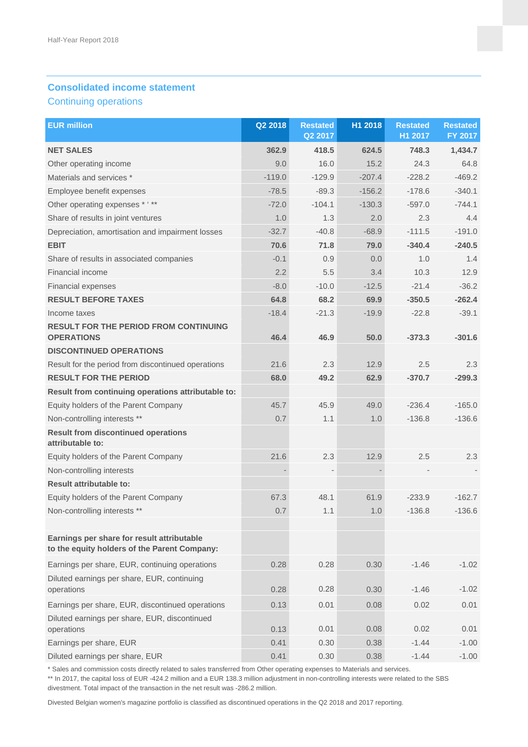## Consolidated income statement

### Continuing operations

| EUR million | Q2 2018 | Restated Q2 2017 | H1 2018 | Restated H1 2017 | Restated FY 2017 |
|---|---|---|---|---|---|
| **NET SALES** | **362.9** | **418.5** | **624.5** | **748.3** | **1,434.7** |
| Other operating income | 9.0 | 16.0 | 15.2 | 24.3 | 64.8 |
| Materials and services * | -119.0 | -129.9 | -207.4 | -228.2 | -469.2 |
| Employee benefit expenses | -78.5 | -89.3 | -156.2 | -178.6 | -340.1 |
| Other operating expenses * ' ** | -72.0 | -104.1 | -130.3 | -597.0 | -744.1 |
| Share of results in joint ventures | 1.0 | 1.3 | 2.0 | 2.3 | 4.4 |
| Depreciation, amortisation and impairment losses | -32.7 | -40.8 | -68.9 | -111.5 | -191.0 |
| **EBIT** | **70.6** | **71.8** | **79.0** | **-340.4** | **-240.5** |
| Share of results in associated companies | -0.1 | 0.9 | 0.0 | 1.0 | 1.4 |
| Financial income | 2.2 | 5.5 | 3.4 | 10.3 | 12.9 |
| Financial expenses | -8.0 | -10.0 | -12.5 | -21.4 | -36.2 |
| **RESULT BEFORE TAXES** | **64.8** | **68.2** | **69.9** | **-350.5** | **-262.4** |
| Income taxes | -18.4 | -21.3 | -19.9 | -22.8 | -39.1 |
| **RESULT FOR THE PERIOD FROM CONTINUING OPERATIONS** | **46.4** | **46.9** | **50.0** | **-373.3** | **-301.6** |
| **DISCONTINUED OPERATIONS** | | | | | |
| Result for the period from discontinued operations | 21.6 | 2.3 | 12.9 | 2.5 | 2.3 |
| **RESULT FOR THE PERIOD** | **68.0** | **49.2** | **62.9** | **-370.7** | **-299.3** |
| **Result from continuing operations attributable to:** | | | | | |
| Equity holders of the Parent Company | 45.7 | 45.9 | 49.0 | -236.4 | -165.0 |
| Non-controlling interests ** | 0.7 | 1.1 | 1.0 | -136.8 | -136.6 |
| **Result from discontinued operations attributable to:** | | | | | |
| Equity holders of the Parent Company | 21.6 | 2.3 | 12.9 | 2.5 | 2.3 |
| Non-controlling interests | - | - | - | - | - |
| **Result attributable to:** | | | | | |
| Equity holders of the Parent Company | 67.3 | 48.1 | 61.9 | -233.9 | -162.7 |
| Non-controlling interests ** | 0.7 | 1.1 | 1.0 | -136.8 | -136.6 |
| | | | | | |
| **Earnings per share for result attributable to the equity holders of the Parent Company:** | | | | | |
| Earnings per share, EUR, continuing operations | 0.28 | 0.28 | 0.30 | -1.46 | -1.02 |
| Diluted earnings per share, EUR, continuing operations | 0.28 | 0.28 | 0.30 | -1.46 | -1.02 |
| Earnings per share, EUR, discontinued operations | 0.13 | 0.01 | 0.08 | 0.02 | 0.01 |
| Diluted earnings per share, EUR, discontinued operations | 0.13 | 0.01 | 0.08 | 0.02 | 0.01 |
| Earnings per share, EUR | 0.41 | 0.30 | 0.38 | -1.44 | -1.00 |
| Diluted earnings per share, EUR | 0.41 | 0.30 | 0.38 | -1.44 | -1.00 |

* Sales and commission costs directly related to sales transferred from Other operating expenses to Materials and services.
** In 2017, the capital loss of EUR -424.2 million and a EUR 138.3 million adjustment in non-controlling interests were related to the SBS divestment. Total impact of the transaction in the net result was -286.2 million.

Divested Belgian women's magazine portfolio is classified as discontinued operations in the Q2 2018 and 2017 reporting.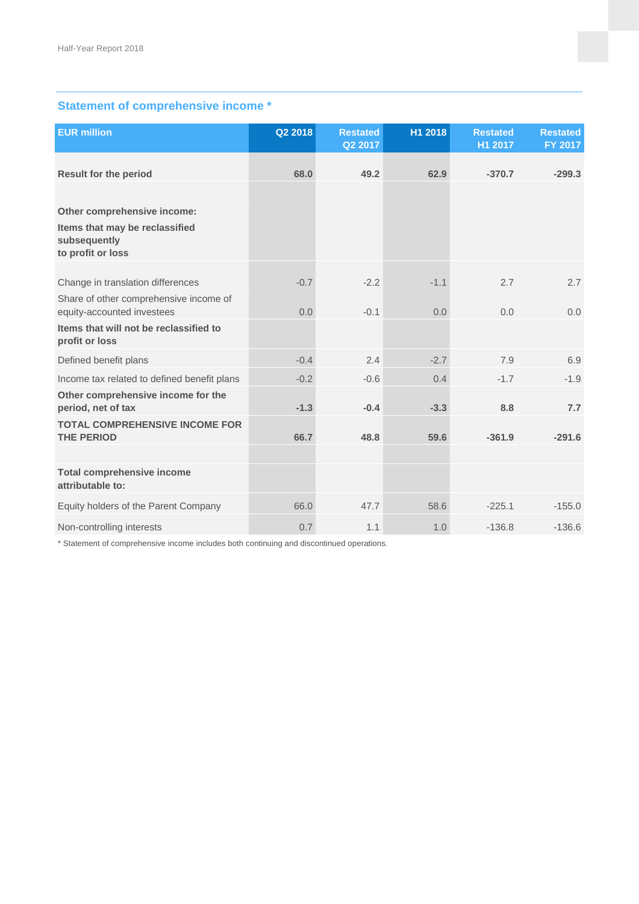## Statement of comprehensive income *

| EUR million | Q2 2018 | Restated Q2 2017 | H1 2018 | Restated H1 2017 | Restated FY 2017 |
|---|---|---|---|---|---|
| **Result for the period** | **68.0** | **49.2** | **62.9** | **-370.7** | **-299.3** |
| | | | | | |
| **Other comprehensive income:** | | | | | |
| **Items that may be reclassified subsequently to profit or loss** | | | | | |
| Change in translation differences | -0.7 | -2.2 | -1.1 | 2.7 | 2.7 |
| Share of other comprehensive income of equity-accounted investees | 0.0 | -0.1 | 0.0 | 0.0 | 0.0 |
| **Items that will not be reclassified to profit or loss** | | | | | |
| Defined benefit plans | -0.4 | 2.4 | -2.7 | 7.9 | 6.9 |
| Income tax related to defined benefit plans | -0.2 | -0.6 | 0.4 | -1.7 | -1.9 |
| **Other comprehensive income for the period, net of tax** | **-1.3** | **-0.4** | **-3.3** | **8.8** | **7.7** |
| **TOTAL COMPREHENSIVE INCOME FOR THE PERIOD** | **66.7** | **48.8** | **59.6** | **-361.9** | **-291.6** |
| | | | | | |
| **Total comprehensive income attributable to:** | | | | | |
| Equity holders of the Parent Company | 66.0 | 47.7 | 58.6 | -225.1 | -155.0 |
| Non-controlling interests | 0.7 | 1.1 | 1.0 | -136.8 | -136.6 |

* Statement of comprehensive income includes both continuing and discontinued operations.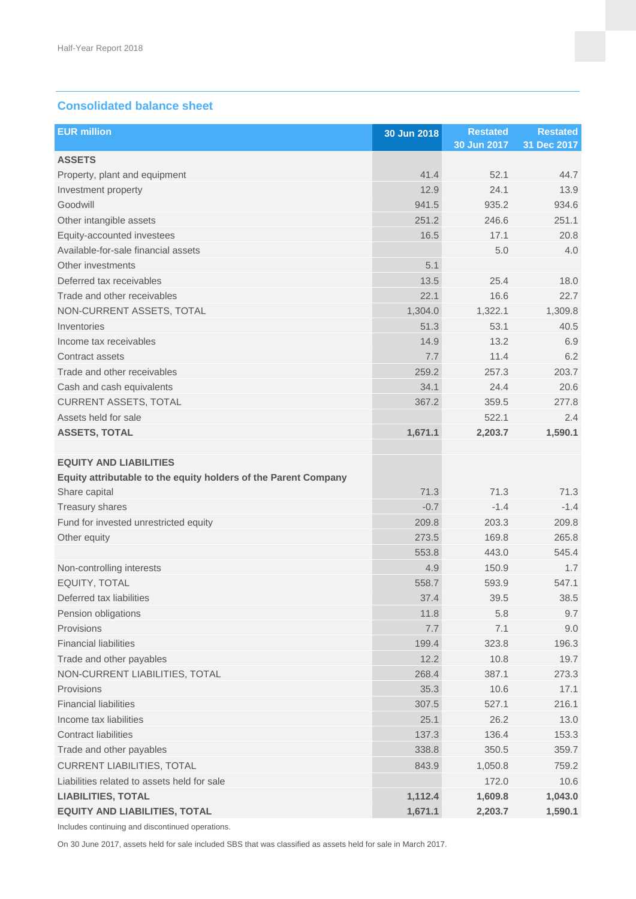## Consolidated balance sheet

| EUR million | 30 Jun 2018 | Restated 30 Jun 2017 | Restated 31 Dec 2017 |
|---|---|---|---|
| **ASSETS** | | | |
| Property, plant and equipment | 41.4 | 52.1 | 44.7 |
| Investment property | 12.9 | 24.1 | 13.9 |
| Goodwill | 941.5 | 935.2 | 934.6 |
| Other intangible assets | 251.2 | 246.6 | 251.1 |
| Equity-accounted investees | 16.5 | 17.1 | 20.8 |
| Available-for-sale financial assets | | 5.0 | 4.0 |
| Other investments | 5.1 | | |
| Deferred tax receivables | 13.5 | 25.4 | 18.0 |
| Trade and other receivables | 22.1 | 16.6 | 22.7 |
| NON-CURRENT ASSETS, TOTAL | 1,304.0 | 1,322.1 | 1,309.8 |
| Inventories | 51.3 | 53.1 | 40.5 |
| Income tax receivables | 14.9 | 13.2 | 6.9 |
| Contract assets | 7.7 | 11.4 | 6.2 |
| Trade and other receivables | 259.2 | 257.3 | 203.7 |
| Cash and cash equivalents | 34.1 | 24.4 | 20.6 |
| CURRENT ASSETS, TOTAL | 367.2 | 359.5 | 277.8 |
| Assets held for sale | | 522.1 | 2.4 |
| **ASSETS, TOTAL** | **1,671.1** | **2,203.7** | **1,590.1** |
| | | | |
| **EQUITY AND LIABILITIES** | | | |
| **Equity attributable to the equity holders of the Parent Company** | | | |
| Share capital | 71.3 | 71.3 | 71.3 |
| Treasury shares | -0.7 | -1.4 | -1.4 |
| Fund for invested unrestricted equity | 209.8 | 203.3 | 209.8 |
| Other equity | 273.5 | 169.8 | 265.8 |
| | 553.8 | 443.0 | 545.4 |
| Non-controlling interests | 4.9 | 150.9 | 1.7 |
| EQUITY, TOTAL | 558.7 | 593.9 | 547.1 |
| Deferred tax liabilities | 37.4 | 39.5 | 38.5 |
| Pension obligations | 11.8 | 5.8 | 9.7 |
| Provisions | 7.7 | 7.1 | 9.0 |
| Financial liabilities | 199.4 | 323.8 | 196.3 |
| Trade and other payables | 12.2 | 10.8 | 19.7 |
| NON-CURRENT LIABILITIES, TOTAL | 268.4 | 387.1 | 273.3 |
| Provisions | 35.3 | 10.6 | 17.1 |
| Financial liabilities | 307.5 | 527.1 | 216.1 |
| Income tax liabilities | 25.1 | 26.2 | 13.0 |
| Contract liabilities | 137.3 | 136.4 | 153.3 |
| Trade and other payables | 338.8 | 350.5 | 359.7 |
| CURRENT LIABILITIES, TOTAL | 843.9 | 1,050.8 | 759.2 |
| Liabilities related to assets held for sale | | 172.0 | 10.6 |
| **LIABILITIES, TOTAL** | **1,112.4** | **1,609.8** | **1,043.0** |
| **EQUITY AND LIABILITIES, TOTAL** | **1,671.1** | **2,203.7** | **1,590.1** |

Includes continuing and discontinued operations.

On 30 June 2017, assets held for sale included SBS that was classified as assets held for sale in March 2017.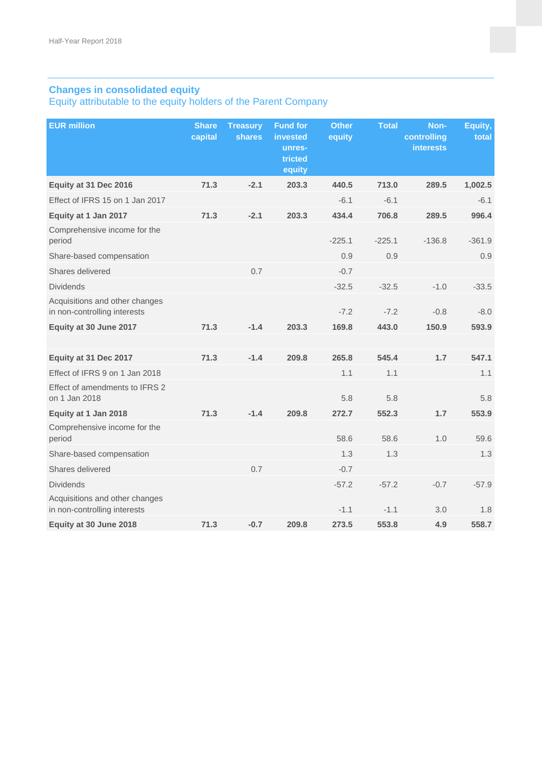## Changes in consolidated equity

### Equity attributable to the equity holders of the Parent Company

| EUR million | Share capital | Treasury shares | Fund for invested unres-tricted equity | Other equity | Total | Non-controlling interests | Equity, total |
|---|---|---|---|---|---|---|---|
| **Equity at 31 Dec 2016** | **71.3** | **-2.1** | **203.3** | **440.5** | **713.0** | **289.5** | **1,002.5** |
| Effect of IFRS 15 on 1 Jan 2017 | | | | -6.1 | -6.1 | | -6.1 |
| **Equity at 1 Jan 2017** | **71.3** | **-2.1** | **203.3** | **434.4** | **706.8** | **289.5** | **996.4** |
| Comprehensive income for the period | | | | -225.1 | -225.1 | -136.8 | -361.9 |
| Share-based compensation | | | | 0.9 | 0.9 | | 0.9 |
| Shares delivered | | 0.7 | | -0.7 | | | |
| Dividends | | | | -32.5 | -32.5 | -1.0 | -33.5 |
| Acquisitions and other changes in non-controlling interests | | | | -7.2 | -7.2 | -0.8 | -8.0 |
| **Equity at 30 June 2017** | **71.3** | **-1.4** | **203.3** | **169.8** | **443.0** | **150.9** | **593.9** |
| | | | | | | | |
| **Equity at 31 Dec 2017** | **71.3** | **-1.4** | **209.8** | **265.8** | **545.4** | **1.7** | **547.1** |
| Effect of IFRS 9 on 1 Jan 2018 | | | | 1.1 | 1.1 | | 1.1 |
| Effect of amendments to IFRS 2 on 1 Jan 2018 | | | | 5.8 | 5.8 | | 5.8 |
| **Equity at 1 Jan 2018** | **71.3** | **-1.4** | **209.8** | **272.7** | **552.3** | **1.7** | **553.9** |
| Comprehensive income for the period | | | | 58.6 | 58.6 | 1.0 | 59.6 |
| Share-based compensation | | | | 1.3 | 1.3 | | 1.3 |
| Shares delivered | | 0.7 | | -0.7 | | | |
| Dividends | | | | -57.2 | -57.2 | -0.7 | -57.9 |
| Acquisitions and other changes in non-controlling interests | | | | -1.1 | -1.1 | 3.0 | 1.8 |
| **Equity at 30 June 2018** | **71.3** | **-0.7** | **209.8** | **273.5** | **553.8** | **4.9** | **558.7** |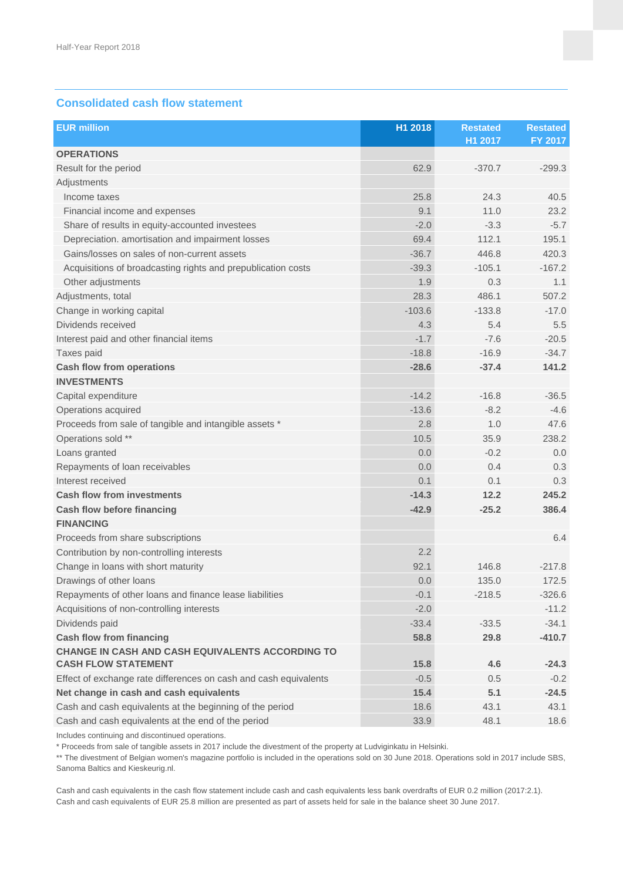## Consolidated cash flow statement

| EUR million | H1 2018 | Restated H1 2017 | Restated FY 2017 |
|---|---|---|---|
| **OPERATIONS** | | | |
| Result for the period | 62.9 | -370.7 | -299.3 |
| Adjustments | | | |
| Income taxes | 25.8 | 24.3 | 40.5 |
| Financial income and expenses | 9.1 | 11.0 | 23.2 |
| Share of results in equity-accounted investees | -2.0 | -3.3 | -5.7 |
| Depreciation. amortisation and impairment losses | 69.4 | 112.1 | 195.1 |
| Gains/losses on sales of non-current assets | -36.7 | 446.8 | 420.3 |
| Acquisitions of broadcasting rights and prepublication costs | -39.3 | -105.1 | -167.2 |
| Other adjustments | 1.9 | 0.3 | 1.1 |
| Adjustments, total | 28.3 | 486.1 | 507.2 |
| Change in working capital | -103.6 | -133.8 | -17.0 |
| Dividends received | 4.3 | 5.4 | 5.5 |
| Interest paid and other financial items | -1.7 | -7.6 | -20.5 |
| Taxes paid | -18.8 | -16.9 | -34.7 |
| **Cash flow from operations** | **-28.6** | **-37.4** | **141.2** |
| **INVESTMENTS** | | | |
| Capital expenditure | -14.2 | -16.8 | -36.5 |
| Operations acquired | -13.6 | -8.2 | -4.6 |
| Proceeds from sale of tangible and intangible assets * | 2.8 | 1.0 | 47.6 |
| Operations sold ** | 10.5 | 35.9 | 238.2 |
| Loans granted | 0.0 | -0.2 | 0.0 |
| Repayments of loan receivables | 0.0 | 0.4 | 0.3 |
| Interest received | 0.1 | 0.1 | 0.3 |
| **Cash flow from investments** | **-14.3** | **12.2** | **245.2** |
| **Cash flow before financing** | **-42.9** | **-25.2** | **386.4** |
| **FINANCING** | | | |
| Proceeds from share subscriptions | | | 6.4 |
| Contribution by non-controlling interests | 2.2 | | |
| Change in loans with short maturity | 92.1 | 146.8 | -217.8 |
| Drawings of other loans | 0.0 | 135.0 | 172.5 |
| Repayments of other loans and finance lease liabilities | -0.1 | -218.5 | -326.6 |
| Acquisitions of non-controlling interests | -2.0 | | -11.2 |
| Dividends paid | -33.4 | -33.5 | -34.1 |
| **Cash flow from financing** | **58.8** | **29.8** | **-410.7** |
| **CHANGE IN CASH AND CASH EQUIVALENTS ACCORDING TO CASH FLOW STATEMENT** | **15.8** | **4.6** | **-24.3** |
| Effect of exchange rate differences on cash and cash equivalents | -0.5 | 0.5 | -0.2 |
| **Net change in cash and cash equivalents** | **15.4** | **5.1** | **-24.5** |
| Cash and cash equivalents at the beginning of the period | 18.6 | 43.1 | 43.1 |
| Cash and cash equivalents at the end of the period | 33.9 | 48.1 | 18.6 |

Includes continuing and discontinued operations.

* Proceeds from sale of tangible assets in 2017 include the divestment of the property at Ludviginkatu in Helsinki.

** The divestment of Belgian women's magazine portfolio is included in the operations sold on 30 June 2018. Operations sold in 2017 include SBS, Sanoma Baltics and Kieskeurig.nl.

Cash and cash equivalents in the cash flow statement include cash and cash equivalents less bank overdrafts of EUR 0.2 million (2017:2.1).
Cash and cash equivalents of EUR 25.8 million are presented as part of assets held for sale in the balance sheet 30 June 2017.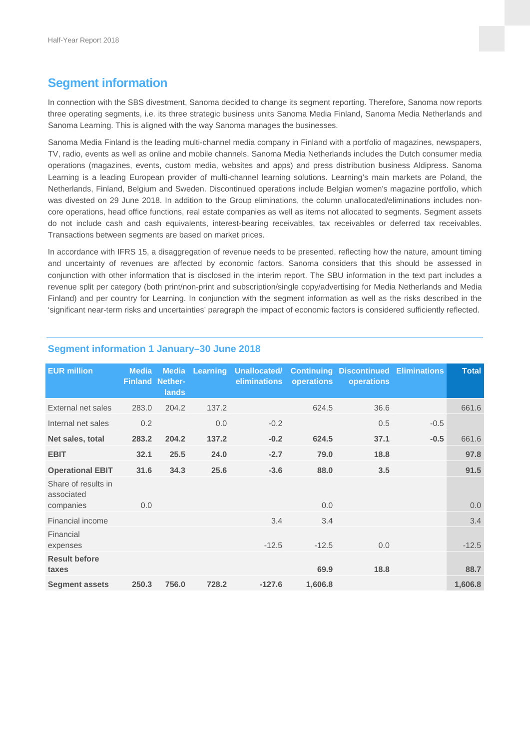## Segment information

In connection with the SBS divestment, Sanoma decided to change its segment reporting. Therefore, Sanoma now reports three operating segments, i.e. its three strategic business units Sanoma Media Finland, Sanoma Media Netherlands and Sanoma Learning. This is aligned with the way Sanoma manages the businesses.

Sanoma Media Finland is the leading multi-channel media company in Finland with a portfolio of magazines, newspapers, TV, radio, events as well as online and mobile channels. Sanoma Media Netherlands includes the Dutch consumer media operations (magazines, events, custom media, websites and apps) and press distribution business Aldipress. Sanoma Learning is a leading European provider of multi-channel learning solutions. Learning's main markets are Poland, the Netherlands, Finland, Belgium and Sweden. Discontinued operations include Belgian women's magazine portfolio, which was divested on 29 June 2018. In addition to the Group eliminations, the column unallocated/eliminations includes non-core operations, head office functions, real estate companies as well as items not allocated to segments. Segment assets do not include cash and cash equivalents, interest-bearing receivables, tax receivables or deferred tax receivables. Transactions between segments are based on market prices.

In accordance with IFRS 15, a disaggregation of revenue needs to be presented, reflecting how the nature, amount timing and uncertainty of revenues are affected by economic factors. Sanoma considers that this should be assessed in conjunction with other information that is disclosed in the interim report. The SBU information in the text part includes a revenue split per category (both print/non-print and subscription/single copy/advertising for Media Netherlands and Media Finland) and per country for Learning. In conjunction with the segment information as well as the risks described in the 'significant near-term risks and uncertainties' paragraph the impact of economic factors is considered sufficiently reflected.

### Segment information 1 January–30 June 2018

| EUR million | Media Finland | Media Netherlands | Learning | Unallocated/ eliminations | Continuing operations | Discontinued operations | Eliminations | Total |
|---|---|---|---|---|---|---|---|---|
| External net sales | 283.0 | 204.2 | 137.2 | | 624.5 | 36.6 | | 661.6 |
| Internal net sales | 0.2 | | 0.0 | -0.2 | | 0.5 | -0.5 | |
| **Net sales, total** | **283.2** | **204.2** | **137.2** | **-0.2** | **624.5** | **37.1** | **-0.5** | 661.6 |
| **EBIT** | **32.1** | **25.5** | **24.0** | **-2.7** | **79.0** | **18.8** | | **97.8** |
| **Operational EBIT** | **31.6** | **34.3** | **25.6** | **-3.6** | **88.0** | **3.5** | | **91.5** |
| Share of results in associated companies | 0.0 | | | | 0.0 | | | 0.0 |
| Financial income | | | | 3.4 | 3.4 | | | 3.4 |
| Financial expenses | | | | -12.5 | -12.5 | 0.0 | | -12.5 |
| **Result before taxes** | | | | | **69.9** | **18.8** | | **88.7** |
| **Segment assets** | **250.3** | **756.0** | **728.2** | **-127.6** | **1,606.8** | | | **1,606.8** |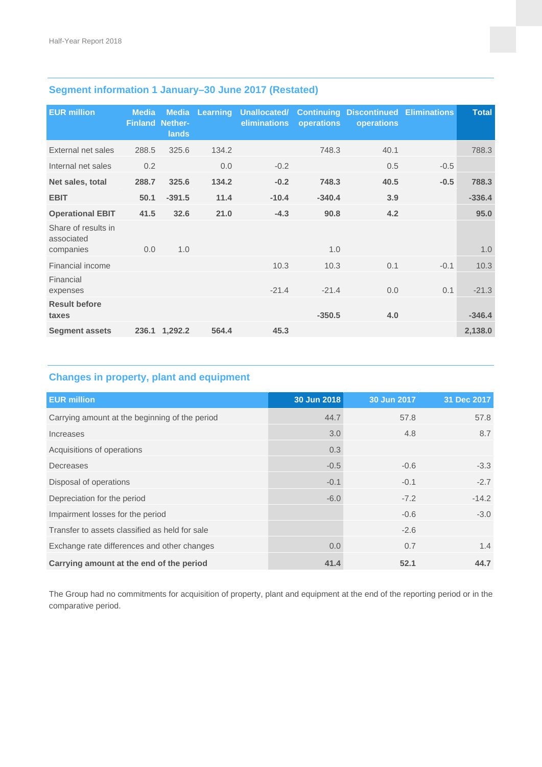## Segment information 1 January–30 June 2017 (Restated)

| EUR million | Media Finland | Media Nether-lands | Learning | Unallocated/ eliminations | Continuing operations | Discontinued operations | Eliminations | Total |
|---|---|---|---|---|---|---|---|---|
| External net sales | 288.5 | 325.6 | 134.2 | | 748.3 | 40.1 | | 788.3 |
| Internal net sales | 0.2 | | 0.0 | -0.2 | | 0.5 | -0.5 | |
| **Net sales, total** | **288.7** | **325.6** | **134.2** | **-0.2** | **748.3** | **40.5** | **-0.5** | **788.3** |
| **EBIT** | **50.1** | **-391.5** | **11.4** | **-10.4** | **-340.4** | **3.9** | | **-336.4** |
| **Operational EBIT** | **41.5** | **32.6** | **21.0** | **-4.3** | **90.8** | **4.2** | | **95.0** |
| Share of results in associated companies | 0.0 | 1.0 | | | 1.0 | | | 1.0 |
| Financial income | | | | 10.3 | 10.3 | 0.1 | -0.1 | 10.3 |
| Financial expenses | | | | -21.4 | -21.4 | 0.0 | 0.1 | -21.3 |
| **Result before taxes** | | | | | **-350.5** | **4.0** | | **-346.4** |
| **Segment assets** | **236.1** | **1,292.2** | **564.4** | **45.3** | | | | **2,138.0** |

## Changes in property, plant and equipment

| EUR million | 30 Jun 2018 | 30 Jun 2017 | 31 Dec 2017 |
|---|---|---|---|
| Carrying amount at the beginning of the period | 44.7 | 57.8 | 57.8 |
| Increases | 3.0 | 4.8 | 8.7 |
| Acquisitions of operations | 0.3 | | |
| Decreases | -0.5 | -0.6 | -3.3 |
| Disposal of operations | -0.1 | -0.1 | -2.7 |
| Depreciation for the period | -6.0 | -7.2 | -14.2 |
| Impairment losses for the period | | -0.6 | -3.0 |
| Transfer to assets classified as held for sale | | -2.6 | |
| Exchange rate differences and other changes | 0.0 | 0.7 | 1.4 |
| **Carrying amount at the end of the period** | **41.4** | **52.1** | **44.7** |

The Group had no commitments for acquisition of property, plant and equipment at the end of the reporting period or in the comparative period.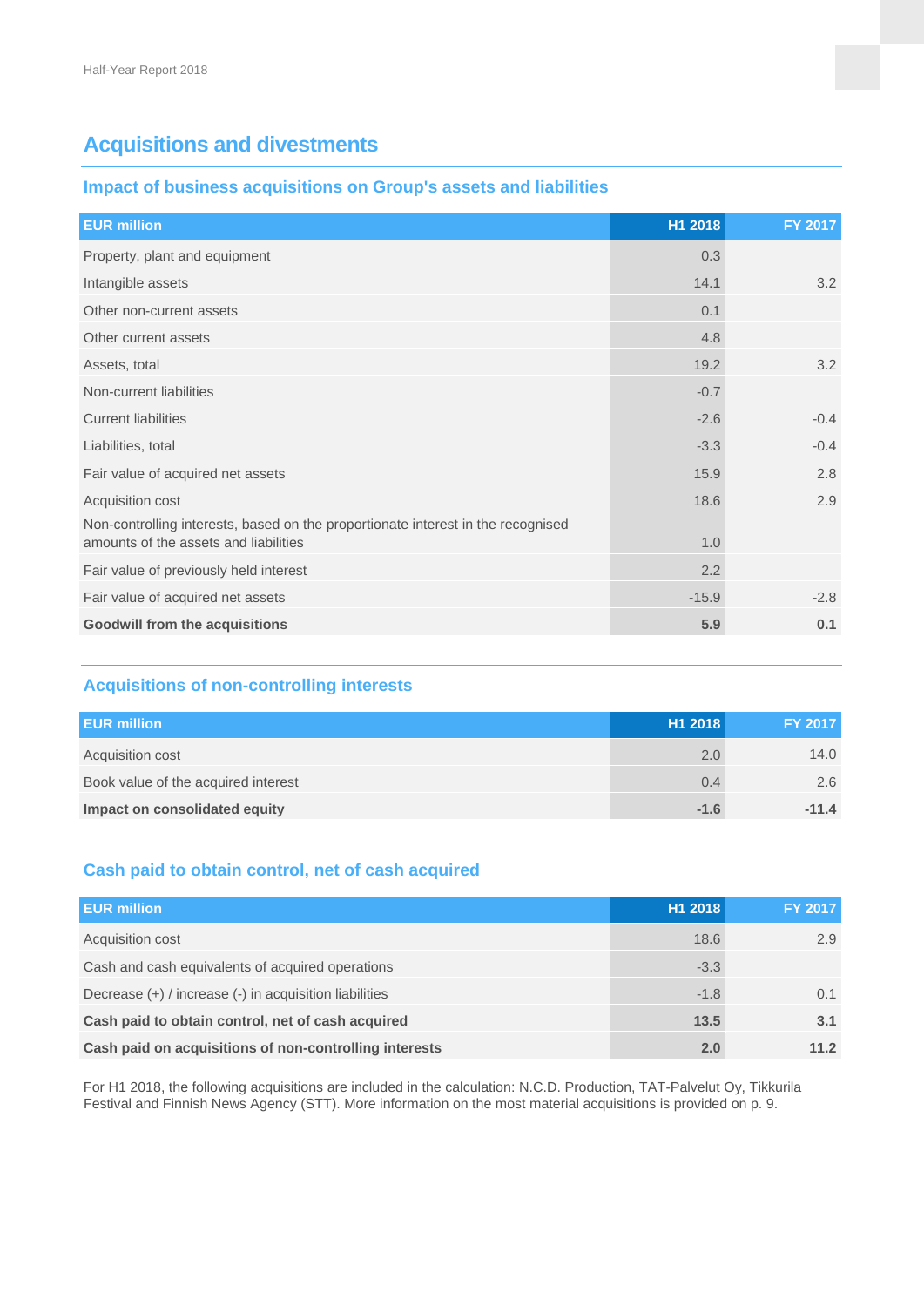# Acquisitions and divestments

## Impact of business acquisitions on Group's assets and liabilities

| EUR million | H1 2018 | FY 2017 |
|---|---|---|
| Property, plant and equipment | 0.3 | |
| Intangible assets | 14.1 | 3.2 |
| Other non-current assets | 0.1 | |
| Other current assets | 4.8 | |
| Assets, total | 19.2 | 3.2 |
| Non-current liabilities | -0.7 | |
| Current liabilities | -2.6 | -0.4 |
| Liabilities, total | -3.3 | -0.4 |
| Fair value of acquired net assets | 15.9 | 2.8 |
| Acquisition cost | 18.6 | 2.9 |
| Non-controlling interests, based on the proportionate interest in the recognised amounts of the assets and liabilities | 1.0 | |
| Fair value of previously held interest | 2.2 | |
| Fair value of acquired net assets | -15.9 | -2.8 |
| **Goodwill from the acquisitions** | **5.9** | **0.1** |

## Acquisitions of non-controlling interests

| EUR million | H1 2018 | FY 2017 |
|---|---|---|
| Acquisition cost | 2.0 | 14.0 |
| Book value of the acquired interest | 0.4 | 2.6 |
| **Impact on consolidated equity** | **-1.6** | **-11.4** |

## Cash paid to obtain control, net of cash acquired

| EUR million | H1 2018 | FY 2017 |
|---|---|---|
| Acquisition cost | 18.6 | 2.9 |
| Cash and cash equivalents of acquired operations | -3.3 | |
| Decrease (+) / increase (-) in acquisition liabilities | -1.8 | 0.1 |
| **Cash paid to obtain control, net of cash acquired** | **13.5** | **3.1** |
| **Cash paid on acquisitions of non-controlling interests** | **2.0** | **11.2** |

For H1 2018, the following acquisitions are included in the calculation: N.C.D. Production, TAT-Palvelut Oy, Tikkurila Festival and Finnish News Agency (STT). More information on the most material acquisitions is provided on p. 9.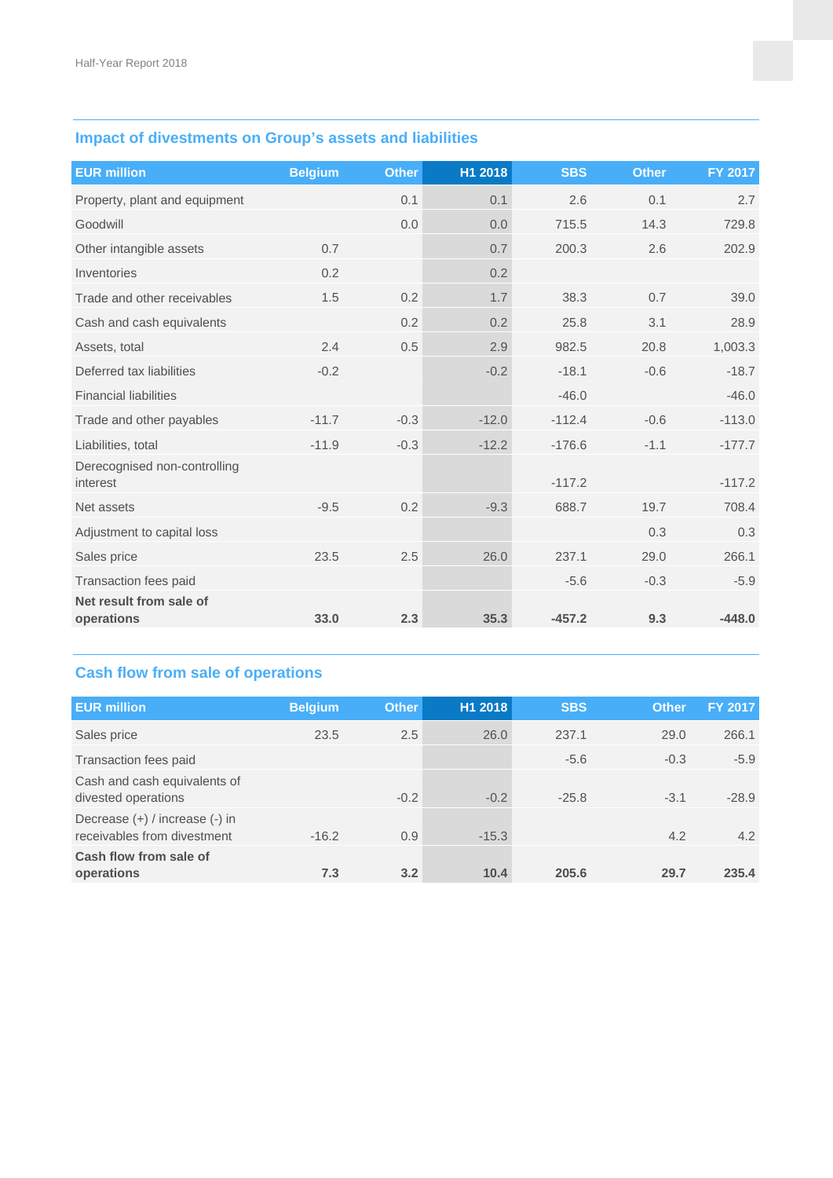## Impact of divestments on Group's assets and liabilities

| EUR million | Belgium | Other | H1 2018 | SBS | Other | FY 2017 |
|---|---|---|---|---|---|---|
| Property, plant and equipment | | 0.1 | 0.1 | 2.6 | 0.1 | 2.7 |
| Goodwill | | 0.0 | 0.0 | 715.5 | 14.3 | 729.8 |
| Other intangible assets | 0.7 | | 0.7 | 200.3 | 2.6 | 202.9 |
| Inventories | 0.2 | | 0.2 | | | |
| Trade and other receivables | 1.5 | 0.2 | 1.7 | 38.3 | 0.7 | 39.0 |
| Cash and cash equivalents | | 0.2 | 0.2 | 25.8 | 3.1 | 28.9 |
| Assets, total | 2.4 | 0.5 | 2.9 | 982.5 | 20.8 | 1,003.3 |
| Deferred tax liabilities | -0.2 | | -0.2 | -18.1 | -0.6 | -18.7 |
| Financial liabilities | | | | -46.0 | | -46.0 |
| Trade and other payables | -11.7 | -0.3 | -12.0 | -112.4 | -0.6 | -113.0 |
| Liabilities, total | -11.9 | -0.3 | -12.2 | -176.6 | -1.1 | -177.7 |
| Derecognised non-controlling interest | | | | -117.2 | | -117.2 |
| Net assets | -9.5 | 0.2 | -9.3 | 688.7 | 19.7 | 708.4 |
| Adjustment to capital loss | | | | | 0.3 | 0.3 |
| Sales price | 23.5 | 2.5 | 26.0 | 237.1 | 29.0 | 266.1 |
| Transaction fees paid | | | | -5.6 | -0.3 | -5.9 |
| **Net result from sale of operations** | **33.0** | **2.3** | **35.3** | **-457.2** | **9.3** | **-448.0** |

## Cash flow from sale of operations

| EUR million | Belgium | Other | H1 2018 | SBS | Other | FY 2017 |
|---|---|---|---|---|---|---|
| Sales price | 23.5 | 2.5 | 26.0 | 237.1 | 29.0 | 266.1 |
| Transaction fees paid | | | | -5.6 | -0.3 | -5.9 |
| Cash and cash equivalents of divested operations | | -0.2 | -0.2 | -25.8 | -3.1 | -28.9 |
| Decrease (+) / increase (-) in receivables from divestment | -16.2 | 0.9 | -15.3 | | 4.2 | 4.2 |
| **Cash flow from sale of operations** | **7.3** | **3.2** | **10.4** | **205.6** | **29.7** | **235.4** |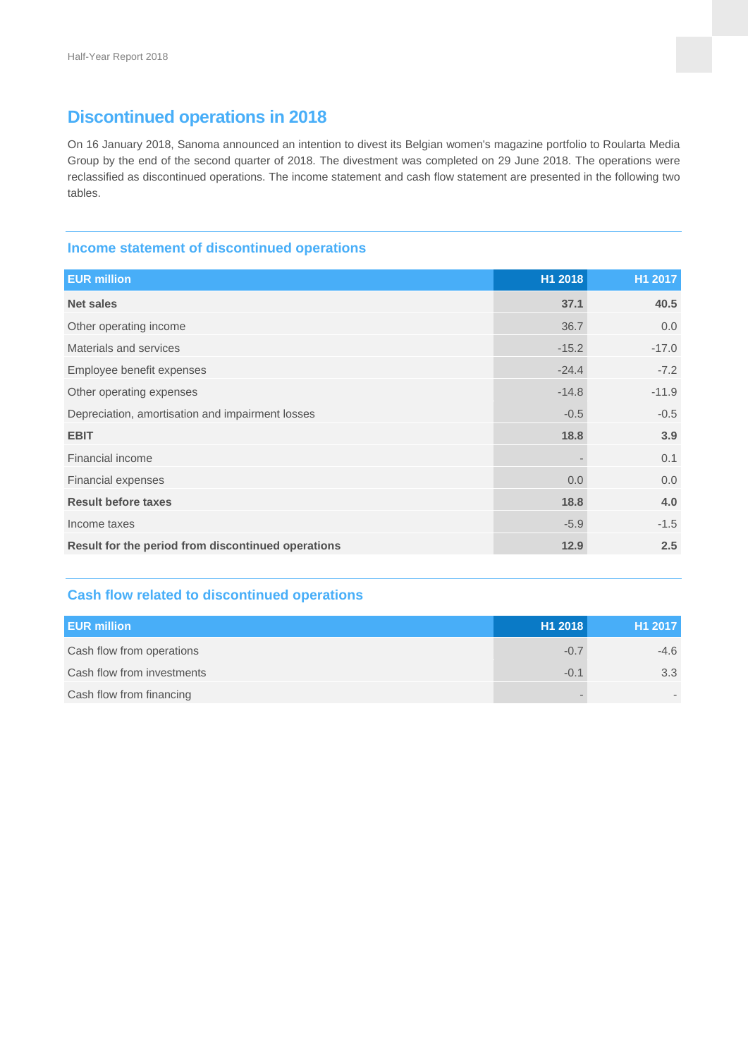# Discontinued operations in 2018

On 16 January 2018, Sanoma announced an intention to divest its Belgian women's magazine portfolio to Roularta Media Group by the end of the second quarter of 2018. The divestment was completed on 29 June 2018. The operations were reclassified as discontinued operations. The income statement and cash flow statement are presented in the following two tables.

## Income statement of discontinued operations

| EUR million | H1 2018 | H1 2017 |
|---|---|---|
| **Net sales** | **37.1** | **40.5** |
| Other operating income | 36.7 | 0.0 |
| Materials and services | -15.2 | -17.0 |
| Employee benefit expenses | -24.4 | -7.2 |
| Other operating expenses | -14.8 | -11.9 |
| Depreciation, amortisation and impairment losses | -0.5 | -0.5 |
| **EBIT** | **18.8** | **3.9** |
| Financial income | - | 0.1 |
| Financial expenses | 0.0 | 0.0 |
| **Result before taxes** | **18.8** | **4.0** |
| Income taxes | -5.9 | -1.5 |
| **Result for the period from discontinued operations** | **12.9** | **2.5** |

## Cash flow related to discontinued operations

| EUR million | H1 2018 | H1 2017 |
|---|---|---|
| Cash flow from operations | -0.7 | -4.6 |
| Cash flow from investments | -0.1 | 3.3 |
| Cash flow from financing | - | - |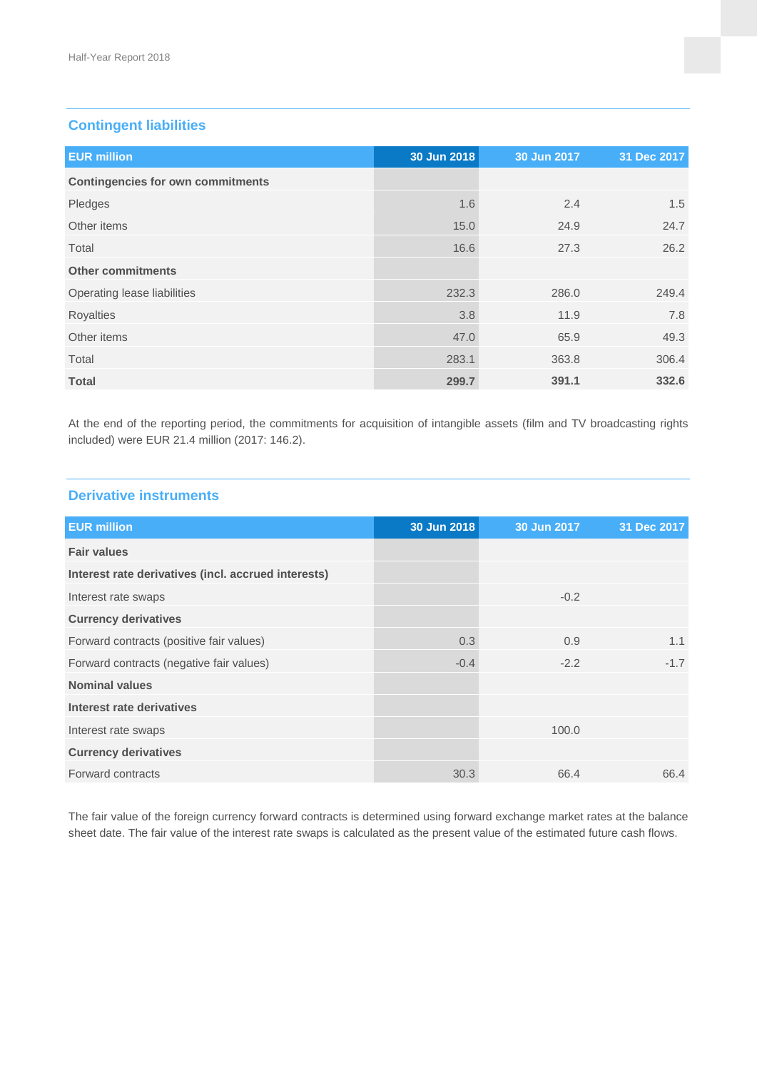## Contingent liabilities

| EUR million | 30 Jun 2018 | 30 Jun 2017 | 31 Dec 2017 |
|---|---|---|---|
| **Contingencies for own commitments** | | | |
| Pledges | 1.6 | 2.4 | 1.5 |
| Other items | 15.0 | 24.9 | 24.7 |
| Total | 16.6 | 27.3 | 26.2 |
| **Other commitments** | | | |
| Operating lease liabilities | 232.3 | 286.0 | 249.4 |
| Royalties | 3.8 | 11.9 | 7.8 |
| Other items | 47.0 | 65.9 | 49.3 |
| Total | 283.1 | 363.8 | 306.4 |
| **Total** | **299.7** | **391.1** | **332.6** |

At the end of the reporting period, the commitments for acquisition of intangible assets (film and TV broadcasting rights included) were EUR 21.4 million (2017: 146.2).

## Derivative instruments

| EUR million | 30 Jun 2018 | 30 Jun 2017 | 31 Dec 2017 |
|---|---|---|---|
| **Fair values** | | | |
| **Interest rate derivatives (incl. accrued interests)** | | | |
| Interest rate swaps | | -0.2 | |
| **Currency derivatives** | | | |
| Forward contracts (positive fair values) | 0.3 | 0.9 | 1.1 |
| Forward contracts (negative fair values) | -0.4 | -2.2 | -1.7 |
| **Nominal values** | | | |
| **Interest rate derivatives** | | | |
| Interest rate swaps | | 100.0 | |
| **Currency derivatives** | | | |
| Forward contracts | 30.3 | 66.4 | 66.4 |

The fair value of the foreign currency forward contracts is determined using forward exchange market rates at the balance sheet date. The fair value of the interest rate swaps is calculated as the present value of the estimated future cash flows.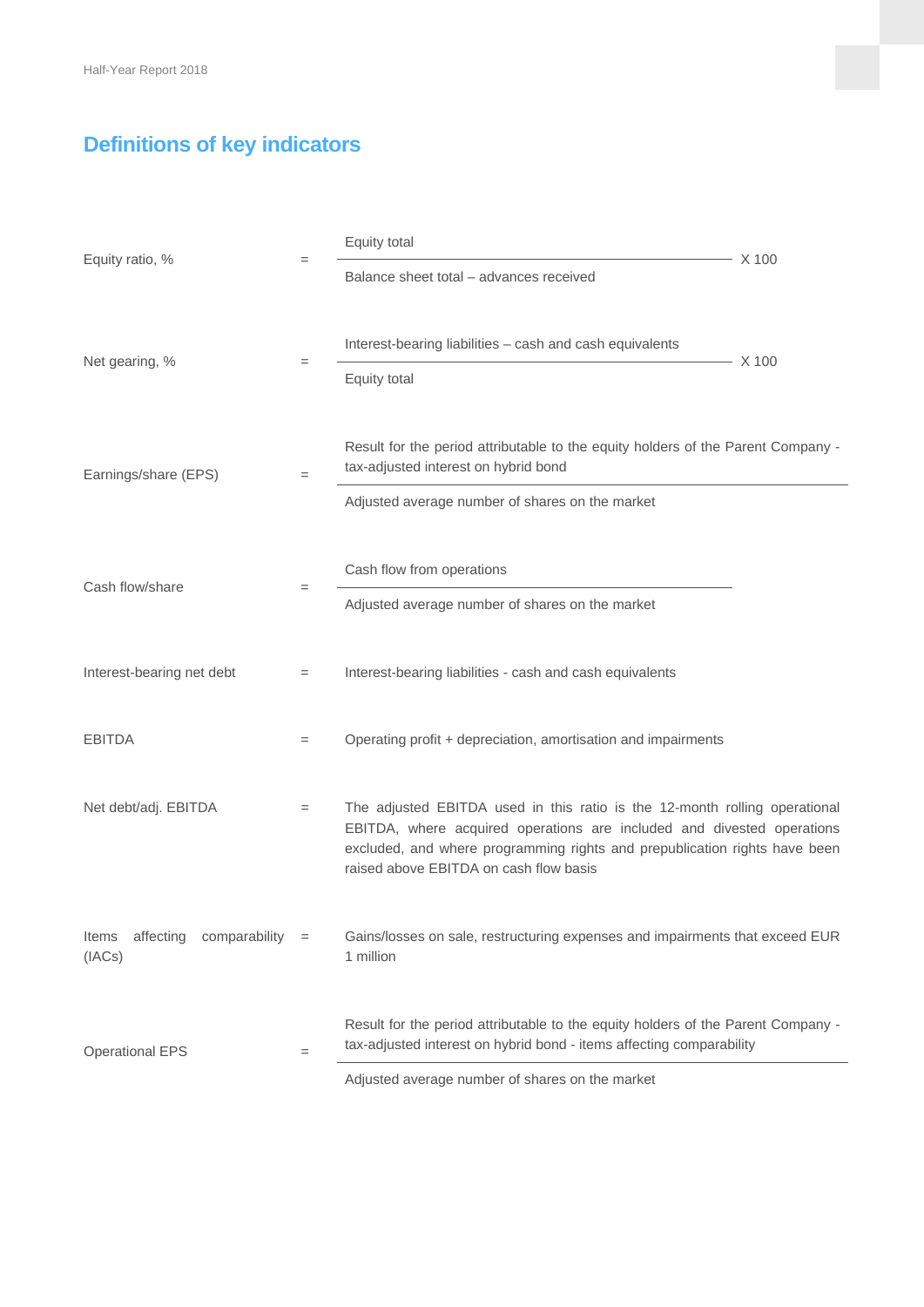# Definitions of key indicators

Equity ratio, % = $\frac{\text{Equity total}}{\text{Balance sheet total – advances received}} \times 100$

Net gearing, % = $\frac{\text{Interest-bearing liabilities – cash and cash equivalents}}{\text{Equity total}} \times 100$

Earnings/share (EPS) = $\frac{\text{Result for the period attributable to the equity holders of the Parent Company - tax-adjusted interest on hybrid bond}}{\text{Adjusted average number of shares on the market}}$

Cash flow/share = $\frac{\text{Cash flow from operations}}{\text{Adjusted average number of shares on the market}}$

Interest-bearing net debt = Interest-bearing liabilities - cash and cash equivalents

EBITDA = Operating profit + depreciation, amortisation and impairments

Net debt/adj. EBITDA = The adjusted EBITDA used in this ratio is the 12-month rolling operational EBITDA, where acquired operations are included and divested operations excluded, and where programming rights and prepublication rights have been raised above EBITDA on cash flow basis

Items affecting comparability (IACs) = Gains/losses on sale, restructuring expenses and impairments that exceed EUR 1 million

Operational EPS = $\frac{\text{Result for the period attributable to the equity holders of the Parent Company - tax-adjusted interest on hybrid bond - items affecting comparability}}{\text{Adjusted average number of shares on the market}}$